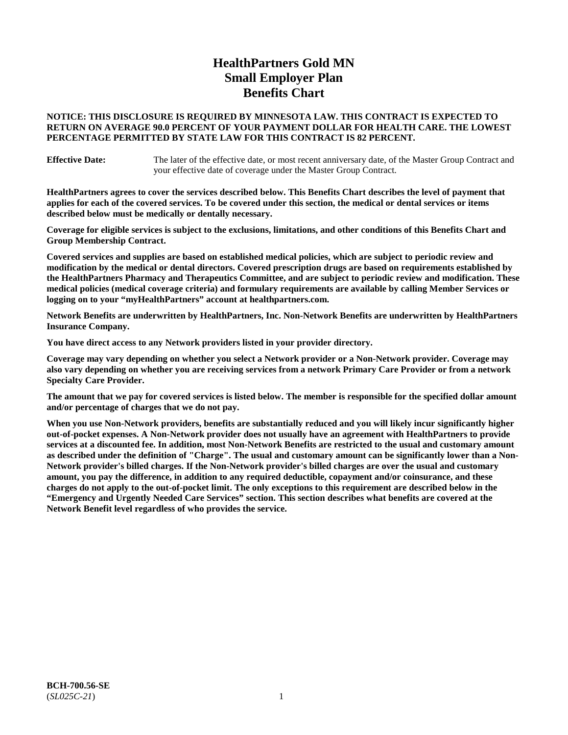# HealthPartners Gold MN
# Small Employer Plan
# Benefits Chart

**NOTICE: THIS DISCLOSURE IS REQUIRED BY MINNESOTA LAW. THIS CONTRACT IS EXPECTED TO RETURN ON AVERAGE 90.0 PERCENT OF YOUR PAYMENT DOLLAR FOR HEALTH CARE. THE LOWEST PERCENTAGE PERMITTED BY STATE LAW FOR THIS CONTRACT IS 82 PERCENT.**

**Effective Date:** The later of the effective date, or most recent anniversary date, of the Master Group Contract and your effective date of coverage under the Master Group Contract.

**HealthPartners agrees to cover the services described below. This Benefits Chart describes the level of payment that applies for each of the covered services. To be covered under this section, the medical or dental services or items described below must be medically or dentally necessary.**

**Coverage for eligible services is subject to the exclusions, limitations, and other conditions of this Benefits Chart and Group Membership Contract.**

**Covered services and supplies are based on established medical policies, which are subject to periodic review and modification by the medical or dental directors. Covered prescription drugs are based on requirements established by the HealthPartners Pharmacy and Therapeutics Committee, and are subject to periodic review and modification. These medical policies (medical coverage criteria) and formulary requirements are available by calling Member Services or logging on to your "myHealthPartners" account at healthpartners.com.**

**Network Benefits are underwritten by HealthPartners, Inc. Non-Network Benefits are underwritten by HealthPartners Insurance Company.**

**You have direct access to any Network providers listed in your provider directory.**

**Coverage may vary depending on whether you select a Network provider or a Non-Network provider. Coverage may also vary depending on whether you are receiving services from a network Primary Care Provider or from a network Specialty Care Provider.**

**The amount that we pay for covered services is listed below. The member is responsible for the specified dollar amount and/or percentage of charges that we do not pay.**

**When you use Non-Network providers, benefits are substantially reduced and you will likely incur significantly higher out-of-pocket expenses. A Non-Network provider does not usually have an agreement with HealthPartners to provide services at a discounted fee. In addition, most Non-Network Benefits are restricted to the usual and customary amount as described under the definition of "Charge". The usual and customary amount can be significantly lower than a Non-Network provider's billed charges. If the Non-Network provider's billed charges are over the usual and customary amount, you pay the difference, in addition to any required deductible, copayment and/or coinsurance, and these charges do not apply to the out-of-pocket limit. The only exceptions to this requirement are described below in the "Emergency and Urgently Needed Care Services" section. This section describes what benefits are covered at the Network Benefit level regardless of who provides the service.**

**BCH-700.56-SE**
(*SL025C-21*)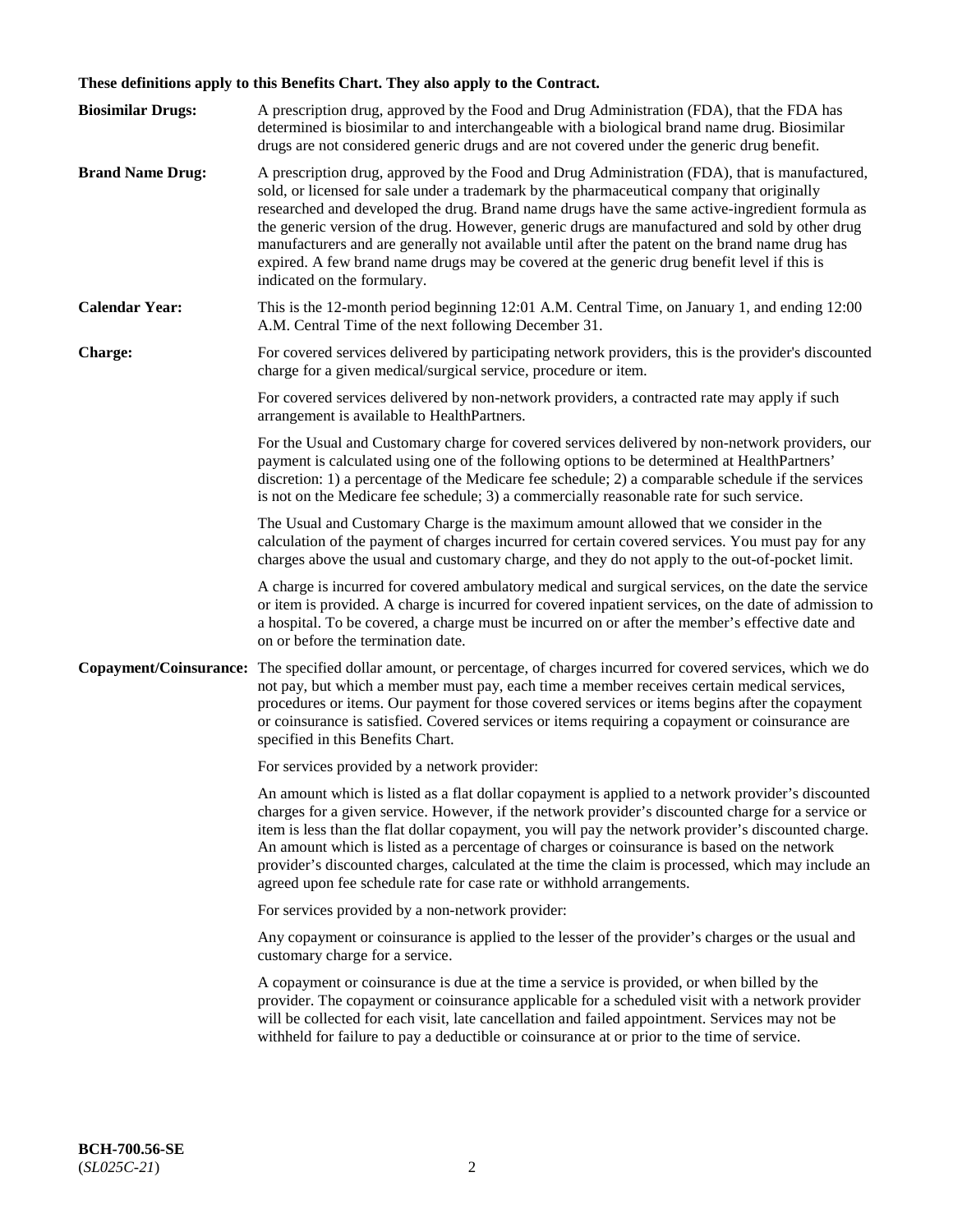**These definitions apply to this Benefits Chart. They also apply to the Contract.**

**Biosimilar Drugs:** A prescription drug, approved by the Food and Drug Administration (FDA), that the FDA has determined is biosimilar to and interchangeable with a biological brand name drug. Biosimilar drugs are not considered generic drugs and are not covered under the generic drug benefit.

**Brand Name Drug:** A prescription drug, approved by the Food and Drug Administration (FDA), that is manufactured, sold, or licensed for sale under a trademark by the pharmaceutical company that originally researched and developed the drug. Brand name drugs have the same active-ingredient formula as the generic version of the drug. However, generic drugs are manufactured and sold by other drug manufacturers and are generally not available until after the patent on the brand name drug has expired. A few brand name drugs may be covered at the generic drug benefit level if this is indicated on the formulary.

**Calendar Year:** This is the 12-month period beginning 12:01 A.M. Central Time, on January 1, and ending 12:00 A.M. Central Time of the next following December 31.

**Charge:** For covered services delivered by participating network providers, this is the provider's discounted charge for a given medical/surgical service, procedure or item.

For covered services delivered by non-network providers, a contracted rate may apply if such arrangement is available to HealthPartners.

For the Usual and Customary charge for covered services delivered by non-network providers, our payment is calculated using one of the following options to be determined at HealthPartners' discretion: 1) a percentage of the Medicare fee schedule; 2) a comparable schedule if the services is not on the Medicare fee schedule; 3) a commercially reasonable rate for such service.

The Usual and Customary Charge is the maximum amount allowed that we consider in the calculation of the payment of charges incurred for certain covered services. You must pay for any charges above the usual and customary charge, and they do not apply to the out-of-pocket limit.

A charge is incurred for covered ambulatory medical and surgical services, on the date the service or item is provided. A charge is incurred for covered inpatient services, on the date of admission to a hospital. To be covered, a charge must be incurred on or after the member's effective date and on or before the termination date.

**Copayment/Coinsurance:** The specified dollar amount, or percentage, of charges incurred for covered services, which we do not pay, but which a member must pay, each time a member receives certain medical services, procedures or items. Our payment for those covered services or items begins after the copayment or coinsurance is satisfied. Covered services or items requiring a copayment or coinsurance are specified in this Benefits Chart.

For services provided by a network provider:

An amount which is listed as a flat dollar copayment is applied to a network provider's discounted charges for a given service. However, if the network provider's discounted charge for a service or item is less than the flat dollar copayment, you will pay the network provider's discounted charge. An amount which is listed as a percentage of charges or coinsurance is based on the network provider's discounted charges, calculated at the time the claim is processed, which may include an agreed upon fee schedule rate for case rate or withhold arrangements.

For services provided by a non-network provider:

Any copayment or coinsurance is applied to the lesser of the provider's charges or the usual and customary charge for a service.

A copayment or coinsurance is due at the time a service is provided, or when billed by the provider. The copayment or coinsurance applicable for a scheduled visit with a network provider will be collected for each visit, late cancellation and failed appointment. Services may not be withheld for failure to pay a deductible or coinsurance at or prior to the time of service.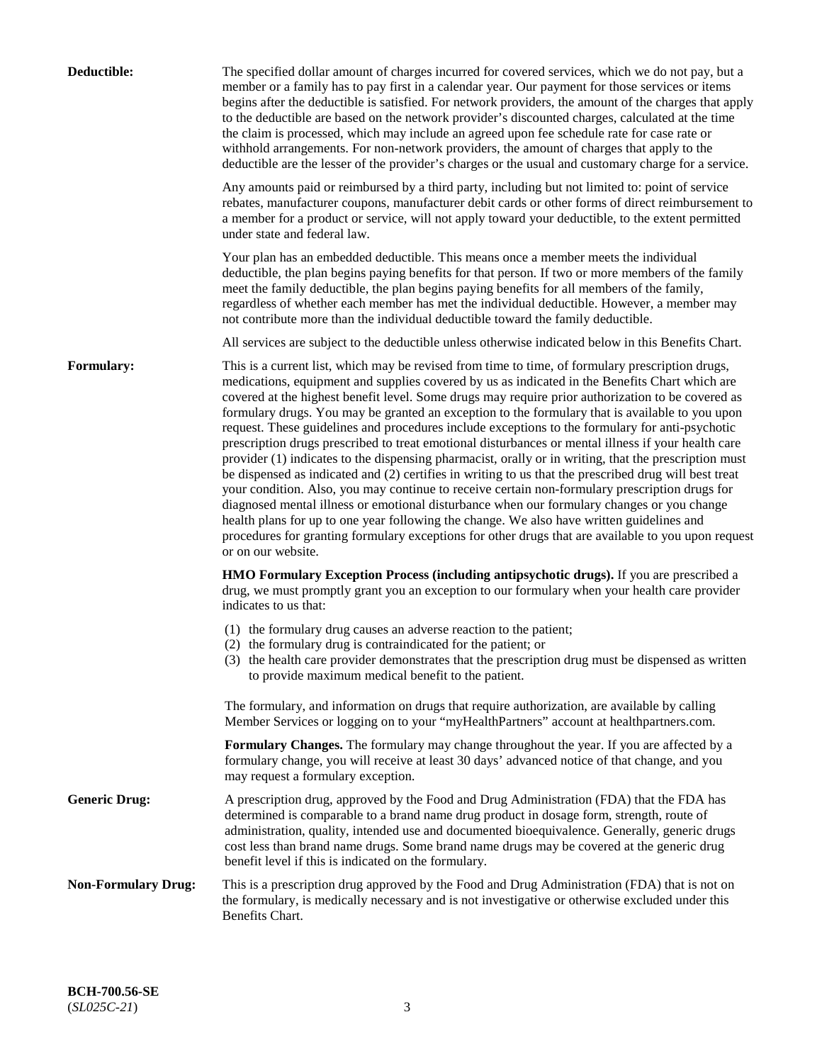**Deductible:** The specified dollar amount of charges incurred for covered services, which we do not pay, but a member or a family has to pay first in a calendar year. Our payment for those services or items begins after the deductible is satisfied. For network providers, the amount of the charges that apply to the deductible are based on the network provider's discounted charges, calculated at the time the claim is processed, which may include an agreed upon fee schedule rate for case rate or withhold arrangements. For non-network providers, the amount of charges that apply to the deductible are the lesser of the provider's charges or the usual and customary charge for a service.

Any amounts paid or reimbursed by a third party, including but not limited to: point of service rebates, manufacturer coupons, manufacturer debit cards or other forms of direct reimbursement to a member for a product or service, will not apply toward your deductible, to the extent permitted under state and federal law.

Your plan has an embedded deductible. This means once a member meets the individual deductible, the plan begins paying benefits for that person. If two or more members of the family meet the family deductible, the plan begins paying benefits for all members of the family, regardless of whether each member has met the individual deductible. However, a member may not contribute more than the individual deductible toward the family deductible.

All services are subject to the deductible unless otherwise indicated below in this Benefits Chart.

**Formulary:** This is a current list, which may be revised from time to time, of formulary prescription drugs, medications, equipment and supplies covered by us as indicated in the Benefits Chart which are covered at the highest benefit level. Some drugs may require prior authorization to be covered as formulary drugs. You may be granted an exception to the formulary that is available to you upon request. These guidelines and procedures include exceptions to the formulary for anti-psychotic prescription drugs prescribed to treat emotional disturbances or mental illness if your health care provider (1) indicates to the dispensing pharmacist, orally or in writing, that the prescription must be dispensed as indicated and (2) certifies in writing to us that the prescribed drug will best treat your condition. Also, you may continue to receive certain non-formulary prescription drugs for diagnosed mental illness or emotional disturbance when our formulary changes or you change health plans for up to one year following the change. We also have written guidelines and procedures for granting formulary exceptions for other drugs that are available to you upon request or on our website.

**HMO Formulary Exception Process (including antipsychotic drugs).** If you are prescribed a drug, we must promptly grant you an exception to our formulary when your health care provider indicates to us that:

(1) the formulary drug causes an adverse reaction to the patient;
(2) the formulary drug is contraindicated for the patient; or
(3) the health care provider demonstrates that the prescription drug must be dispensed as written to provide maximum medical benefit to the patient.

The formulary, and information on drugs that require authorization, are available by calling Member Services or logging on to your "myHealthPartners" account at healthpartners.com.

**Formulary Changes.** The formulary may change throughout the year. If you are affected by a formulary change, you will receive at least 30 days' advanced notice of that change, and you may request a formulary exception.

**Generic Drug:** A prescription drug, approved by the Food and Drug Administration (FDA) that the FDA has determined is comparable to a brand name drug product in dosage form, strength, route of administration, quality, intended use and documented bioequivalence. Generally, generic drugs cost less than brand name drugs. Some brand name drugs may be covered at the generic drug benefit level if this is indicated on the formulary.

**Non-Formulary Drug:** This is a prescription drug approved by the Food and Drug Administration (FDA) that is not on the formulary, is medically necessary and is not investigative or otherwise excluded under this Benefits Chart.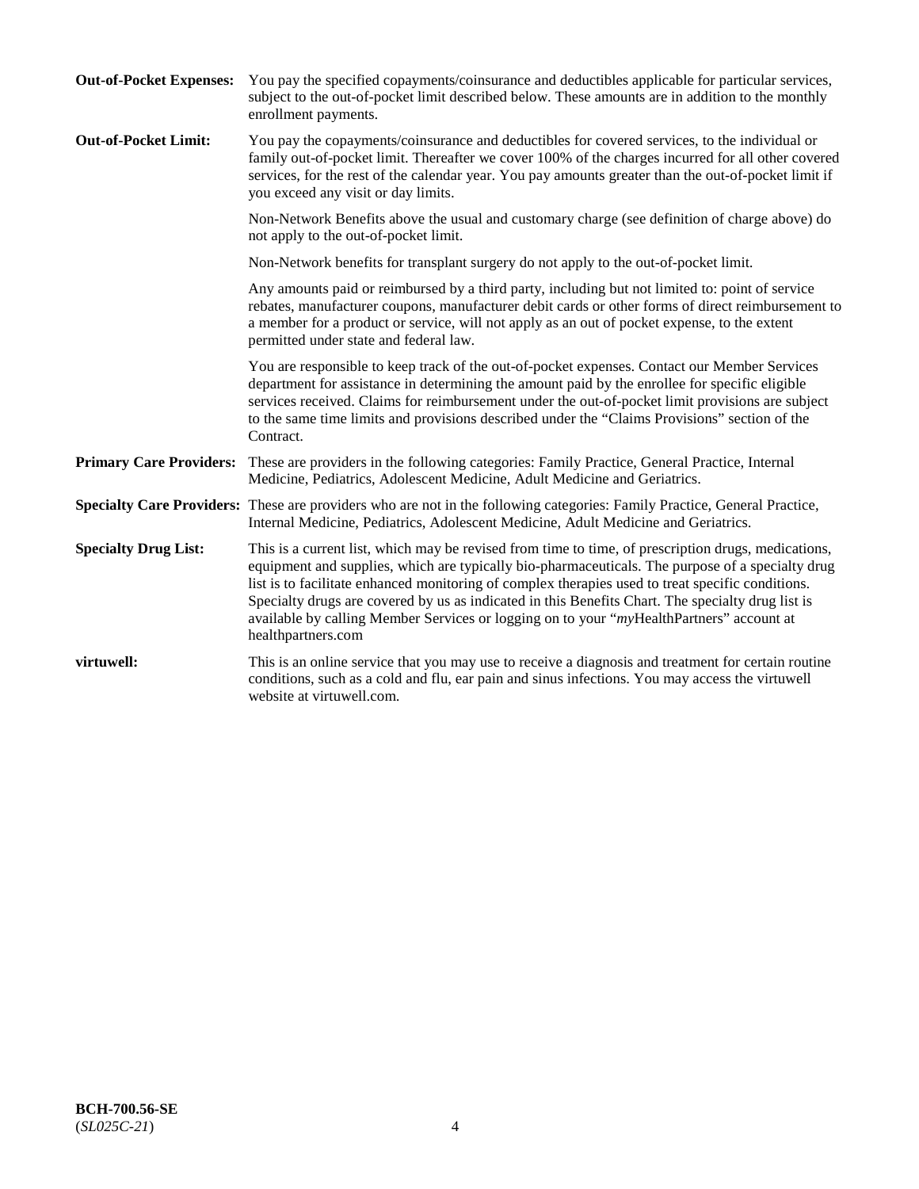**Out-of-Pocket Expenses:** You pay the specified copayments/coinsurance and deductibles applicable for particular services, subject to the out-of-pocket limit described below. These amounts are in addition to the monthly enrollment payments.

**Out-of-Pocket Limit:** You pay the copayments/coinsurance and deductibles for covered services, to the individual or family out-of-pocket limit. Thereafter we cover 100% of the charges incurred for all other covered services, for the rest of the calendar year. You pay amounts greater than the out-of-pocket limit if you exceed any visit or day limits.

Non-Network Benefits above the usual and customary charge (see definition of charge above) do not apply to the out-of-pocket limit.

Non-Network benefits for transplant surgery do not apply to the out-of-pocket limit.

Any amounts paid or reimbursed by a third party, including but not limited to: point of service rebates, manufacturer coupons, manufacturer debit cards or other forms of direct reimbursement to a member for a product or service, will not apply as an out of pocket expense, to the extent permitted under state and federal law.

You are responsible to keep track of the out-of-pocket expenses. Contact our Member Services department for assistance in determining the amount paid by the enrollee for specific eligible services received. Claims for reimbursement under the out-of-pocket limit provisions are subject to the same time limits and provisions described under the "Claims Provisions" section of the Contract.

**Primary Care Providers:** These are providers in the following categories: Family Practice, General Practice, Internal Medicine, Pediatrics, Adolescent Medicine, Adult Medicine and Geriatrics.

**Specialty Care Providers:** These are providers who are not in the following categories: Family Practice, General Practice, Internal Medicine, Pediatrics, Adolescent Medicine, Adult Medicine and Geriatrics.

**Specialty Drug List:** This is a current list, which may be revised from time to time, of prescription drugs, medications, equipment and supplies, which are typically bio-pharmaceuticals. The purpose of a specialty drug list is to facilitate enhanced monitoring of complex therapies used to treat specific conditions. Specialty drugs are covered by us as indicated in this Benefits Chart. The specialty drug list is available by calling Member Services or logging on to your "*my*HealthPartners" account at healthpartners.com

**virtuwell:** This is an online service that you may use to receive a diagnosis and treatment for certain routine conditions, such as a cold and flu, ear pain and sinus infections. You may access the virtuwell website at virtuwell.com.

**BCH-700.56-SE**
(*SL025C-21*)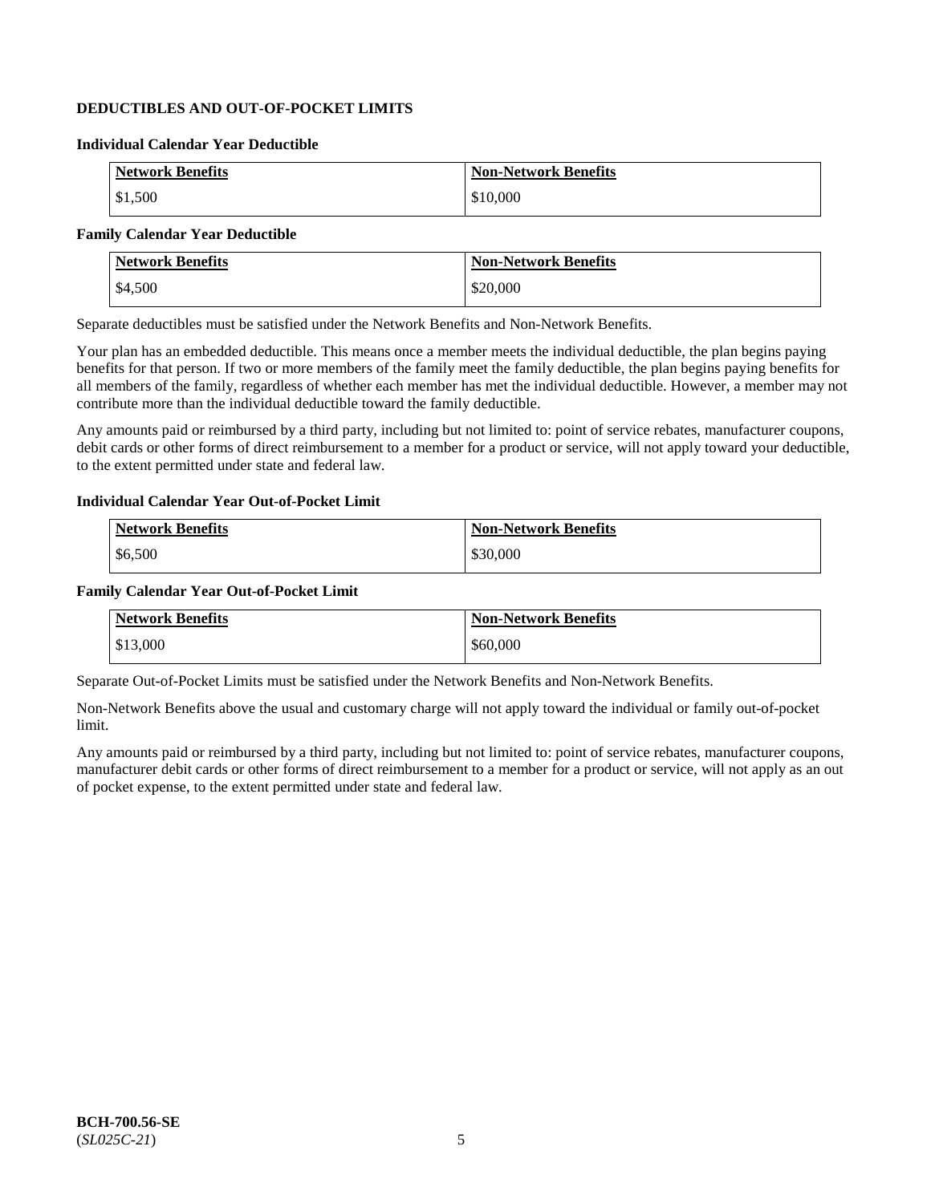## DEDUCTIBLES AND OUT-OF-POCKET LIMITS

### Individual Calendar Year Deductible

| Network Benefits | Non-Network Benefits |
|---|---|
| $1,500 | $10,000 |

### Family Calendar Year Deductible

| Network Benefits | Non-Network Benefits |
|---|---|
| $4,500 | $20,000 |

Separate deductibles must be satisfied under the Network Benefits and Non-Network Benefits.

Your plan has an embedded deductible. This means once a member meets the individual deductible, the plan begins paying benefits for that person. If two or more members of the family meet the family deductible, the plan begins paying benefits for all members of the family, regardless of whether each member has met the individual deductible. However, a member may not contribute more than the individual deductible toward the family deductible.

Any amounts paid or reimbursed by a third party, including but not limited to: point of service rebates, manufacturer coupons, debit cards or other forms of direct reimbursement to a member for a product or service, will not apply toward your deductible, to the extent permitted under state and federal law.

### Individual Calendar Year Out-of-Pocket Limit

| Network Benefits | Non-Network Benefits |
|---|---|
| $6,500 | $30,000 |

### Family Calendar Year Out-of-Pocket Limit

| Network Benefits | Non-Network Benefits |
|---|---|
| $13,000 | $60,000 |

Separate Out-of-Pocket Limits must be satisfied under the Network Benefits and Non-Network Benefits.

Non-Network Benefits above the usual and customary charge will not apply toward the individual or family out-of-pocket limit.

Any amounts paid or reimbursed by a third party, including but not limited to: point of service rebates, manufacturer coupons, manufacturer debit cards or other forms of direct reimbursement to a member for a product or service, will not apply as an out of pocket expense, to the extent permitted under state and federal law.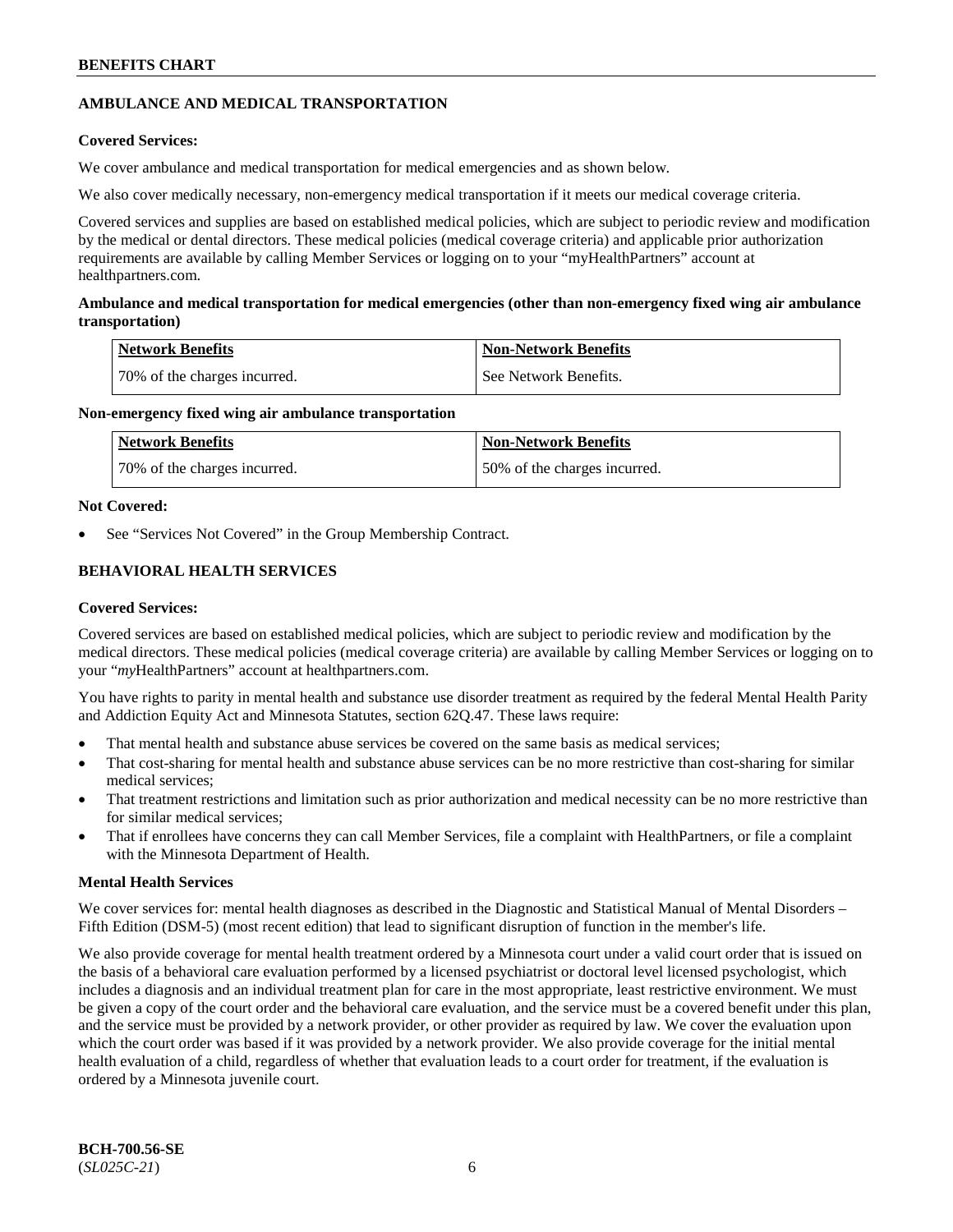## AMBULANCE AND MEDICAL TRANSPORTATION

**Covered Services:**

We cover ambulance and medical transportation for medical emergencies and as shown below.

We also cover medically necessary, non-emergency medical transportation if it meets our medical coverage criteria.

Covered services and supplies are based on established medical policies, which are subject to periodic review and modification by the medical or dental directors. These medical policies (medical coverage criteria) and applicable prior authorization requirements are available by calling Member Services or logging on to your "myHealthPartners" account at healthpartners.com.

**Ambulance and medical transportation for medical emergencies (other than non-emergency fixed wing air ambulance transportation)**

| Network Benefits | Non-Network Benefits |
|---|---|
| 70% of the charges incurred. | See Network Benefits. |

**Non-emergency fixed wing air ambulance transportation**

| Network Benefits | Non-Network Benefits |
|---|---|
| 70% of the charges incurred. | 50% of the charges incurred. |

**Not Covered:**

- See "Services Not Covered" in the Group Membership Contract.

## BEHAVIORAL HEALTH SERVICES

**Covered Services:**

Covered services are based on established medical policies, which are subject to periodic review and modification by the medical directors. These medical policies (medical coverage criteria) are available by calling Member Services or logging on to your "*my*HealthPartners" account at healthpartners.com.

You have rights to parity in mental health and substance use disorder treatment as required by the federal Mental Health Parity and Addiction Equity Act and Minnesota Statutes, section 62Q.47. These laws require:

- That mental health and substance abuse services be covered on the same basis as medical services;
- That cost-sharing for mental health and substance abuse services can be no more restrictive than cost-sharing for similar medical services;
- That treatment restrictions and limitation such as prior authorization and medical necessity can be no more restrictive than for similar medical services;
- That if enrollees have concerns they can call Member Services, file a complaint with HealthPartners, or file a complaint with the Minnesota Department of Health.

**Mental Health Services**

We cover services for: mental health diagnoses as described in the Diagnostic and Statistical Manual of Mental Disorders – Fifth Edition (DSM-5) (most recent edition) that lead to significant disruption of function in the member's life.

We also provide coverage for mental health treatment ordered by a Minnesota court under a valid court order that is issued on the basis of a behavioral care evaluation performed by a licensed psychiatrist or doctoral level licensed psychologist, which includes a diagnosis and an individual treatment plan for care in the most appropriate, least restrictive environment. We must be given a copy of the court order and the behavioral care evaluation, and the service must be a covered benefit under this plan, and the service must be provided by a network provider, or other provider as required by law. We cover the evaluation upon which the court order was based if it was provided by a network provider. We also provide coverage for the initial mental health evaluation of a child, regardless of whether that evaluation leads to a court order for treatment, if the evaluation is ordered by a Minnesota juvenile court.

**BCH-700.56-SE**
(*SL025C-21*)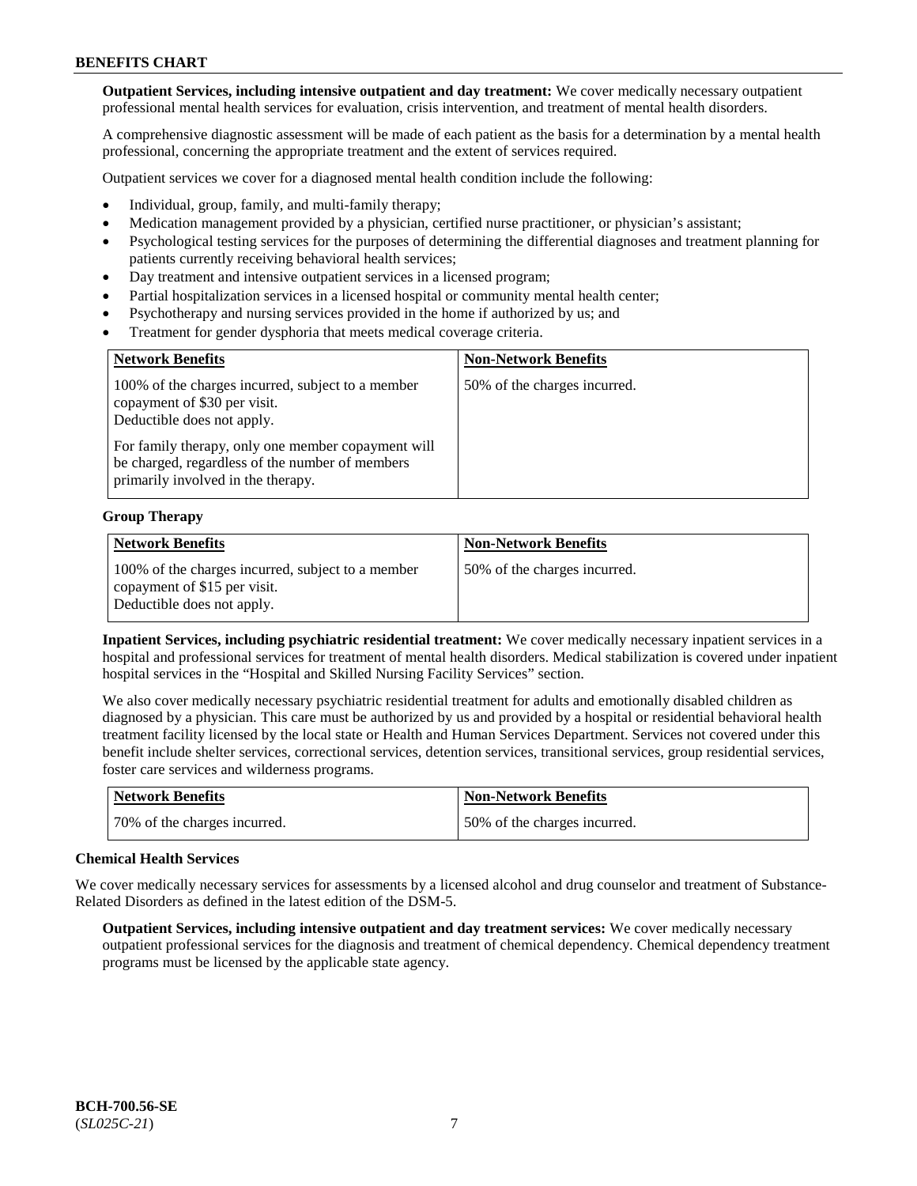**Outpatient Services, including intensive outpatient and day treatment:** We cover medically necessary outpatient professional mental health services for evaluation, crisis intervention, and treatment of mental health disorders.

A comprehensive diagnostic assessment will be made of each patient as the basis for a determination by a mental health professional, concerning the appropriate treatment and the extent of services required.

Outpatient services we cover for a diagnosed mental health condition include the following:

- Individual, group, family, and multi-family therapy;
- Medication management provided by a physician, certified nurse practitioner, or physician's assistant;
- Psychological testing services for the purposes of determining the differential diagnoses and treatment planning for patients currently receiving behavioral health services;
- Day treatment and intensive outpatient services in a licensed program;
- Partial hospitalization services in a licensed hospital or community mental health center;
- Psychotherapy and nursing services provided in the home if authorized by us; and
- Treatment for gender dysphoria that meets medical coverage criteria.

| Network Benefits | Non-Network Benefits |
|---|---|
| 100% of the charges incurred, subject to a member copayment of $30 per visit. Deductible does not apply.<br><br>For family therapy, only one member copayment will be charged, regardless of the number of members primarily involved in the therapy. | 50% of the charges incurred. |

**Group Therapy**

| Network Benefits | Non-Network Benefits |
|---|---|
| 100% of the charges incurred, subject to a member copayment of $15 per visit. Deductible does not apply. | 50% of the charges incurred. |

**Inpatient Services, including psychiatric residential treatment:** We cover medically necessary inpatient services in a hospital and professional services for treatment of mental health disorders. Medical stabilization is covered under inpatient hospital services in the "Hospital and Skilled Nursing Facility Services" section.

We also cover medically necessary psychiatric residential treatment for adults and emotionally disabled children as diagnosed by a physician. This care must be authorized by us and provided by a hospital or residential behavioral health treatment facility licensed by the local state or Health and Human Services Department. Services not covered under this benefit include shelter services, correctional services, detention services, transitional services, group residential services, foster care services and wilderness programs.

| Network Benefits | Non-Network Benefits |
|---|---|
| 70% of the charges incurred. | 50% of the charges incurred. |

**Chemical Health Services**

We cover medically necessary services for assessments by a licensed alcohol and drug counselor and treatment of Substance-Related Disorders as defined in the latest edition of the DSM-5.

**Outpatient Services, including intensive outpatient and day treatment services:** We cover medically necessary outpatient professional services for the diagnosis and treatment of chemical dependency. Chemical dependency treatment programs must be licensed by the applicable state agency.

BCH-700.56-SE
(*SL025C-21*)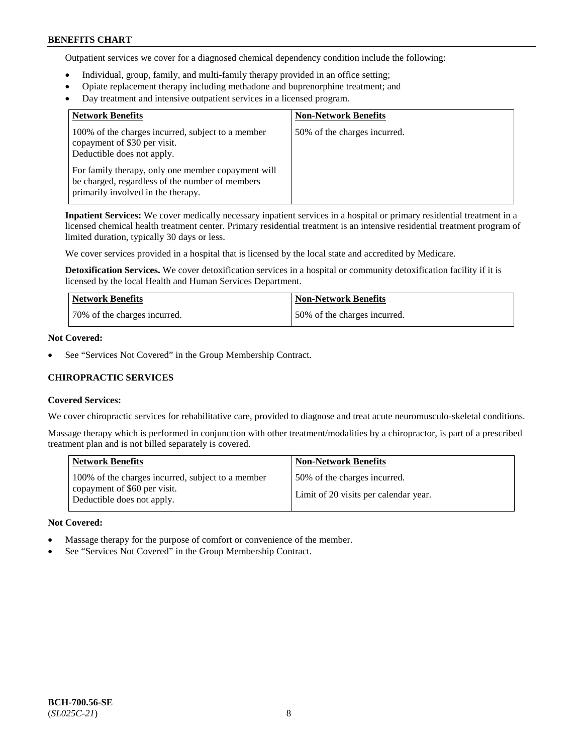Outpatient services we cover for a diagnosed chemical dependency condition include the following:

- Individual, group, family, and multi-family therapy provided in an office setting;
- Opiate replacement therapy including methadone and buprenorphine treatment; and
- Day treatment and intensive outpatient services in a licensed program.

| Network Benefits | Non-Network Benefits |
| --- | --- |
| 100% of the charges incurred, subject to a member copayment of $30 per visit. Deductible does not apply. For family therapy, only one member copayment will be charged, regardless of the number of members primarily involved in the therapy. | 50% of the charges incurred. |

**Inpatient Services:** We cover medically necessary inpatient services in a hospital or primary residential treatment in a licensed chemical health treatment center. Primary residential treatment is an intensive residential treatment program of limited duration, typically 30 days or less.

We cover services provided in a hospital that is licensed by the local state and accredited by Medicare.

**Detoxification Services.** We cover detoxification services in a hospital or community detoxification facility if it is licensed by the local Health and Human Services Department.

| Network Benefits | Non-Network Benefits |
| --- | --- |
| 70% of the charges incurred. | 50% of the charges incurred. |

**Not Covered:**

- See "Services Not Covered" in the Group Membership Contract.

### CHIROPRACTIC SERVICES

**Covered Services:**

We cover chiropractic services for rehabilitative care, provided to diagnose and treat acute neuromusculo-skeletal conditions.

Massage therapy which is performed in conjunction with other treatment/modalities by a chiropractor, is part of a prescribed treatment plan and is not billed separately is covered.

| Network Benefits | Non-Network Benefits |
| --- | --- |
| 100% of the charges incurred, subject to a member copayment of $60 per visit. Deductible does not apply. | 50% of the charges incurred. Limit of 20 visits per calendar year. |

**Not Covered:**

- Massage therapy for the purpose of comfort or convenience of the member.
- See "Services Not Covered" in the Group Membership Contract.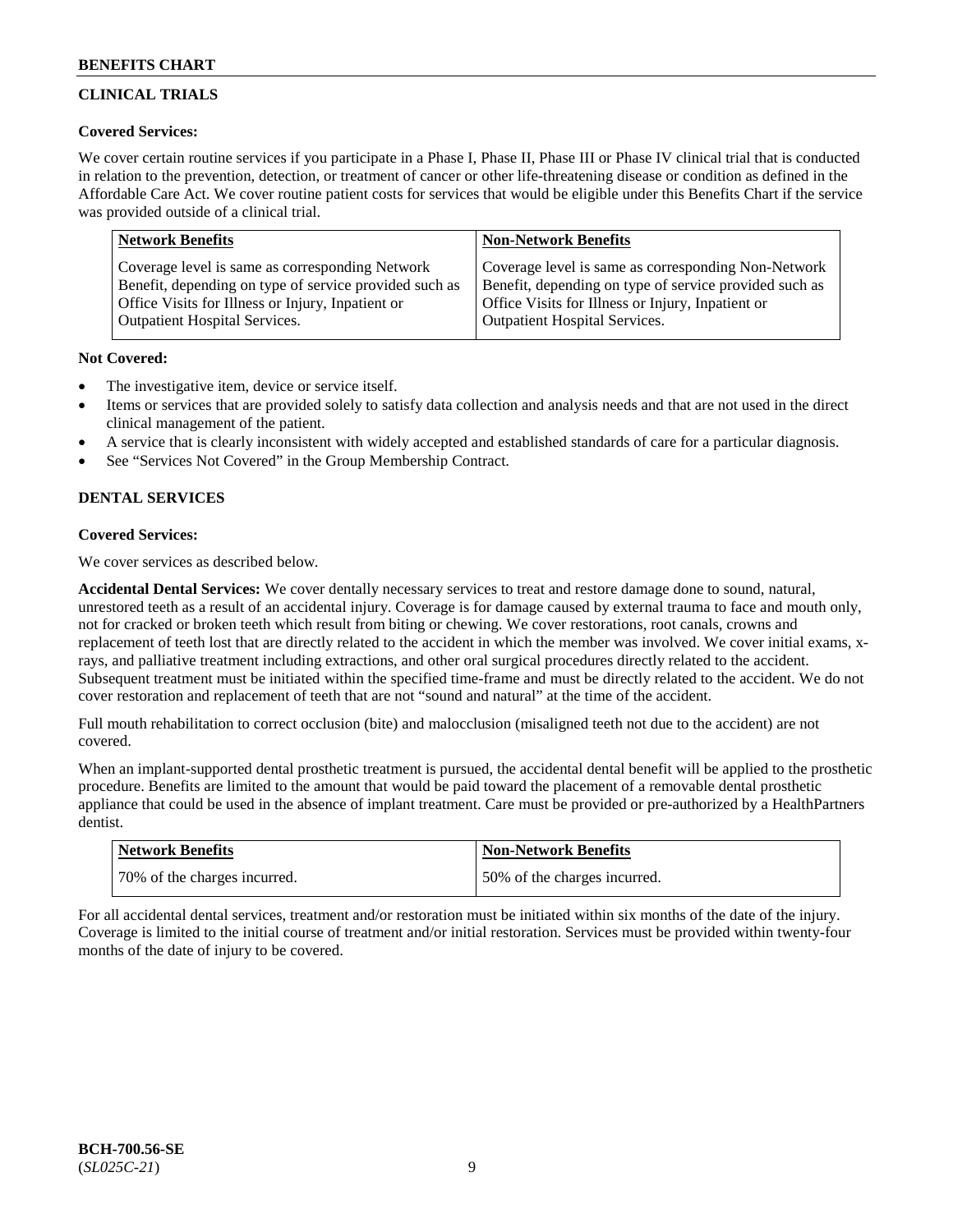## CLINICAL TRIALS

**Covered Services:**

We cover certain routine services if you participate in a Phase I, Phase II, Phase III or Phase IV clinical trial that is conducted in relation to the prevention, detection, or treatment of cancer or other life-threatening disease or condition as defined in the Affordable Care Act. We cover routine patient costs for services that would be eligible under this Benefits Chart if the service was provided outside of a clinical trial.

| Network Benefits | Non-Network Benefits |
|---|---|
| Coverage level is same as corresponding Network Benefit, depending on type of service provided such as Office Visits for Illness or Injury, Inpatient or Outpatient Hospital Services. | Coverage level is same as corresponding Non-Network Benefit, depending on type of service provided such as Office Visits for Illness or Injury, Inpatient or Outpatient Hospital Services. |

**Not Covered:**

- The investigative item, device or service itself.
- Items or services that are provided solely to satisfy data collection and analysis needs and that are not used in the direct clinical management of the patient.
- A service that is clearly inconsistent with widely accepted and established standards of care for a particular diagnosis.
- See "Services Not Covered" in the Group Membership Contract.

## DENTAL SERVICES

**Covered Services:**

We cover services as described below.

**Accidental Dental Services:** We cover dentally necessary services to treat and restore damage done to sound, natural, unrestored teeth as a result of an accidental injury. Coverage is for damage caused by external trauma to face and mouth only, not for cracked or broken teeth which result from biting or chewing. We cover restorations, root canals, crowns and replacement of teeth lost that are directly related to the accident in which the member was involved. We cover initial exams, x-rays, and palliative treatment including extractions, and other oral surgical procedures directly related to the accident. Subsequent treatment must be initiated within the specified time-frame and must be directly related to the accident. We do not cover restoration and replacement of teeth that are not "sound and natural" at the time of the accident.

Full mouth rehabilitation to correct occlusion (bite) and malocclusion (misaligned teeth not due to the accident) are not covered.

When an implant-supported dental prosthetic treatment is pursued, the accidental dental benefit will be applied to the prosthetic procedure. Benefits are limited to the amount that would be paid toward the placement of a removable dental prosthetic appliance that could be used in the absence of implant treatment. Care must be provided or pre-authorized by a HealthPartners dentist.

| Network Benefits | Non-Network Benefits |
|---|---|
| 70% of the charges incurred. | 50% of the charges incurred. |

For all accidental dental services, treatment and/or restoration must be initiated within six months of the date of the injury. Coverage is limited to the initial course of treatment and/or initial restoration. Services must be provided within twenty-four months of the date of injury to be covered.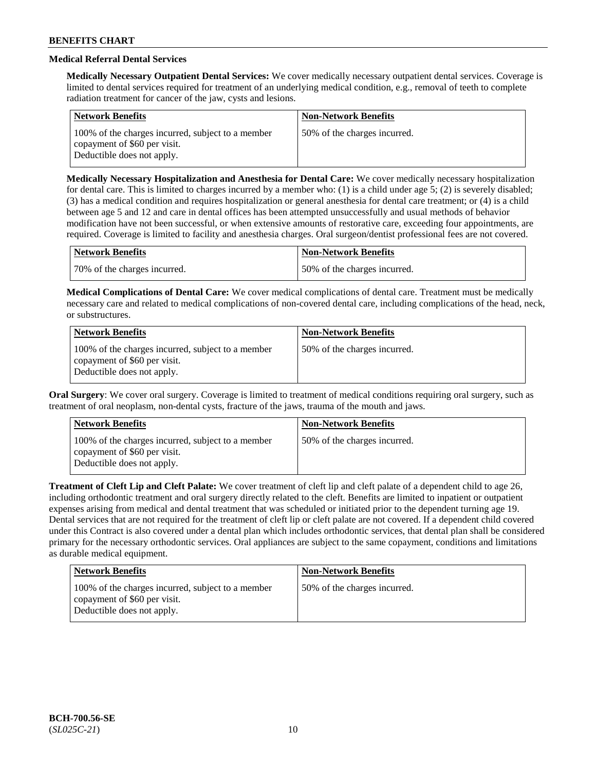### Medical Referral Dental Services

**Medically Necessary Outpatient Dental Services:** We cover medically necessary outpatient dental services. Coverage is limited to dental services required for treatment of an underlying medical condition, e.g., removal of teeth to complete radiation treatment for cancer of the jaw, cysts and lesions.

| Network Benefits | Non-Network Benefits |
| --- | --- |
| 100% of the charges incurred, subject to a member copayment of $60 per visit. Deductible does not apply. | 50% of the charges incurred. |

**Medically Necessary Hospitalization and Anesthesia for Dental Care:** We cover medically necessary hospitalization for dental care. This is limited to charges incurred by a member who: (1) is a child under age 5; (2) is severely disabled; (3) has a medical condition and requires hospitalization or general anesthesia for dental care treatment; or (4) is a child between age 5 and 12 and care in dental offices has been attempted unsuccessfully and usual methods of behavior modification have not been successful, or when extensive amounts of restorative care, exceeding four appointments, are required. Coverage is limited to facility and anesthesia charges. Oral surgeon/dentist professional fees are not covered.

| Network Benefits | Non-Network Benefits |
| --- | --- |
| 70% of the charges incurred. | 50% of the charges incurred. |

**Medical Complications of Dental Care:** We cover medical complications of dental care. Treatment must be medically necessary care and related to medical complications of non-covered dental care, including complications of the head, neck, or substructures.

| Network Benefits | Non-Network Benefits |
| --- | --- |
| 100% of the charges incurred, subject to a member copayment of $60 per visit. Deductible does not apply. | 50% of the charges incurred. |

**Oral Surgery**: We cover oral surgery. Coverage is limited to treatment of medical conditions requiring oral surgery, such as treatment of oral neoplasm, non-dental cysts, fracture of the jaws, trauma of the mouth and jaws.

| Network Benefits | Non-Network Benefits |
| --- | --- |
| 100% of the charges incurred, subject to a member copayment of $60 per visit. Deductible does not apply. | 50% of the charges incurred. |

**Treatment of Cleft Lip and Cleft Palate:** We cover treatment of cleft lip and cleft palate of a dependent child to age 26, including orthodontic treatment and oral surgery directly related to the cleft. Benefits are limited to inpatient or outpatient expenses arising from medical and dental treatment that was scheduled or initiated prior to the dependent turning age 19. Dental services that are not required for the treatment of cleft lip or cleft palate are not covered. If a dependent child covered under this Contract is also covered under a dental plan which includes orthodontic services, that dental plan shall be considered primary for the necessary orthodontic services. Oral appliances are subject to the same copayment, conditions and limitations as durable medical equipment.

| Network Benefits | Non-Network Benefits |
| --- | --- |
| 100% of the charges incurred, subject to a member copayment of $60 per visit. Deductible does not apply. | 50% of the charges incurred. |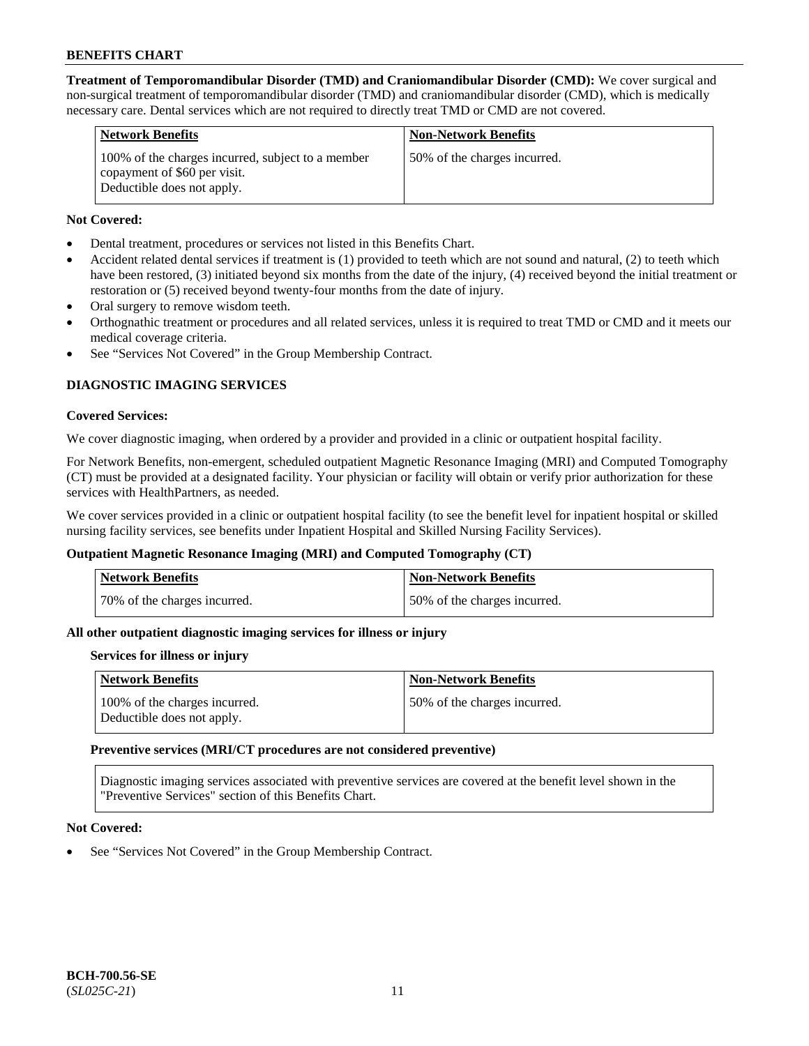**Treatment of Temporomandibular Disorder (TMD) and Craniomandibular Disorder (CMD):** We cover surgical and non-surgical treatment of temporomandibular disorder (TMD) and craniomandibular disorder (CMD), which is medically necessary care. Dental services which are not required to directly treat TMD or CMD are not covered.

| Network Benefits | Non-Network Benefits |
|---|---|
| 100% of the charges incurred, subject to a member copayment of $60 per visit. Deductible does not apply. | 50% of the charges incurred. |

**Not Covered:**

- Dental treatment, procedures or services not listed in this Benefits Chart.
- Accident related dental services if treatment is (1) provided to teeth which are not sound and natural, (2) to teeth which have been restored, (3) initiated beyond six months from the date of the injury, (4) received beyond the initial treatment or restoration or (5) received beyond twenty-four months from the date of injury.
- Oral surgery to remove wisdom teeth.
- Orthognathic treatment or procedures and all related services, unless it is required to treat TMD or CMD and it meets our medical coverage criteria.
- See "Services Not Covered" in the Group Membership Contract.

## DIAGNOSTIC IMAGING SERVICES

**Covered Services:**

We cover diagnostic imaging, when ordered by a provider and provided in a clinic or outpatient hospital facility.

For Network Benefits, non-emergent, scheduled outpatient Magnetic Resonance Imaging (MRI) and Computed Tomography (CT) must be provided at a designated facility. Your physician or facility will obtain or verify prior authorization for these services with HealthPartners, as needed.

We cover services provided in a clinic or outpatient hospital facility (to see the benefit level for inpatient hospital or skilled nursing facility services, see benefits under Inpatient Hospital and Skilled Nursing Facility Services).

**Outpatient Magnetic Resonance Imaging (MRI) and Computed Tomography (CT)**

| Network Benefits | Non-Network Benefits |
|---|---|
| 70% of the charges incurred. | 50% of the charges incurred. |

**All other outpatient diagnostic imaging services for illness or injury**

**Services for illness or injury**

| Network Benefits | Non-Network Benefits |
|---|---|
| 100% of the charges incurred. Deductible does not apply. | 50% of the charges incurred. |

**Preventive services (MRI/CT procedures are not considered preventive)**

| Diagnostic imaging services associated with preventive services are covered at the benefit level shown in the "Preventive Services" section of this Benefits Chart. |
|---|

**Not Covered:**

- See "Services Not Covered" in the Group Membership Contract.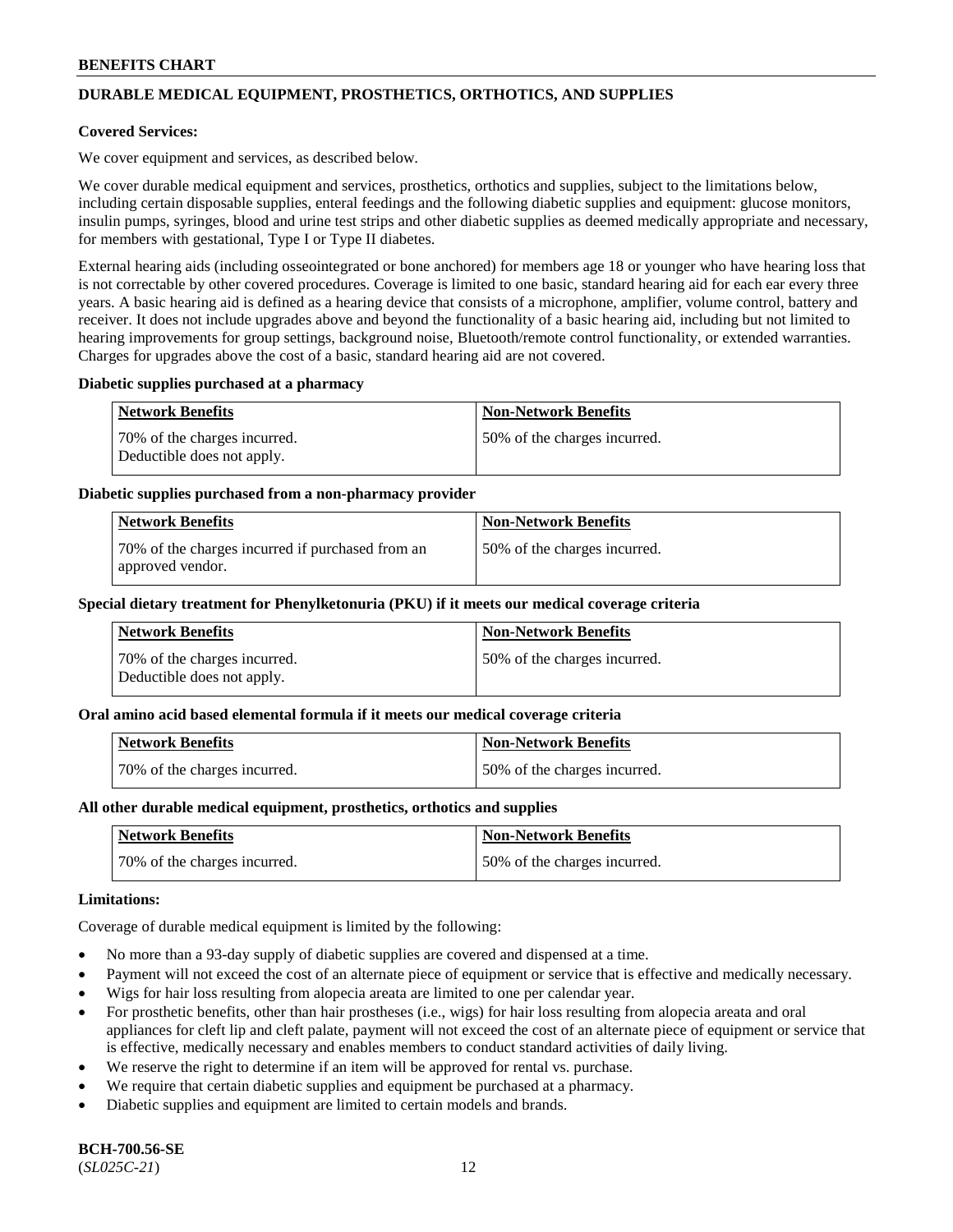## DURABLE MEDICAL EQUIPMENT, PROSTHETICS, ORTHOTICS, AND SUPPLIES

**Covered Services:**

We cover equipment and services, as described below.

We cover durable medical equipment and services, prosthetics, orthotics and supplies, subject to the limitations below, including certain disposable supplies, enteral feedings and the following diabetic supplies and equipment: glucose monitors, insulin pumps, syringes, blood and urine test strips and other diabetic supplies as deemed medically appropriate and necessary, for members with gestational, Type I or Type II diabetes.

External hearing aids (including osseointegrated or bone anchored) for members age 18 or younger who have hearing loss that is not correctable by other covered procedures. Coverage is limited to one basic, standard hearing aid for each ear every three years. A basic hearing aid is defined as a hearing device that consists of a microphone, amplifier, volume control, battery and receiver. It does not include upgrades above and beyond the functionality of a basic hearing aid, including but not limited to hearing improvements for group settings, background noise, Bluetooth/remote control functionality, or extended warranties. Charges for upgrades above the cost of a basic, standard hearing aid are not covered.

**Diabetic supplies purchased at a pharmacy**

| Network Benefits | Non-Network Benefits |
|---|---|
| 70% of the charges incurred. Deductible does not apply. | 50% of the charges incurred. |

**Diabetic supplies purchased from a non-pharmacy provider**

| Network Benefits | Non-Network Benefits |
|---|---|
| 70% of the charges incurred if purchased from an approved vendor. | 50% of the charges incurred. |

**Special dietary treatment for Phenylketonuria (PKU) if it meets our medical coverage criteria**

| Network Benefits | Non-Network Benefits |
|---|---|
| 70% of the charges incurred. Deductible does not apply. | 50% of the charges incurred. |

**Oral amino acid based elemental formula if it meets our medical coverage criteria**

| Network Benefits | Non-Network Benefits |
|---|---|
| 70% of the charges incurred. | 50% of the charges incurred. |

**All other durable medical equipment, prosthetics, orthotics and supplies**

| Network Benefits | Non-Network Benefits |
|---|---|
| 70% of the charges incurred. | 50% of the charges incurred. |

**Limitations:**

Coverage of durable medical equipment is limited by the following:

- No more than a 93-day supply of diabetic supplies are covered and dispensed at a time.
- Payment will not exceed the cost of an alternate piece of equipment or service that is effective and medically necessary.
- Wigs for hair loss resulting from alopecia areata are limited to one per calendar year.
- For prosthetic benefits, other than hair prostheses (i.e., wigs) for hair loss resulting from alopecia areata and oral appliances for cleft lip and cleft palate, payment will not exceed the cost of an alternate piece of equipment or service that is effective, medically necessary and enables members to conduct standard activities of daily living.
- We reserve the right to determine if an item will be approved for rental vs. purchase.
- We require that certain diabetic supplies and equipment be purchased at a pharmacy.
- Diabetic supplies and equipment are limited to certain models and brands.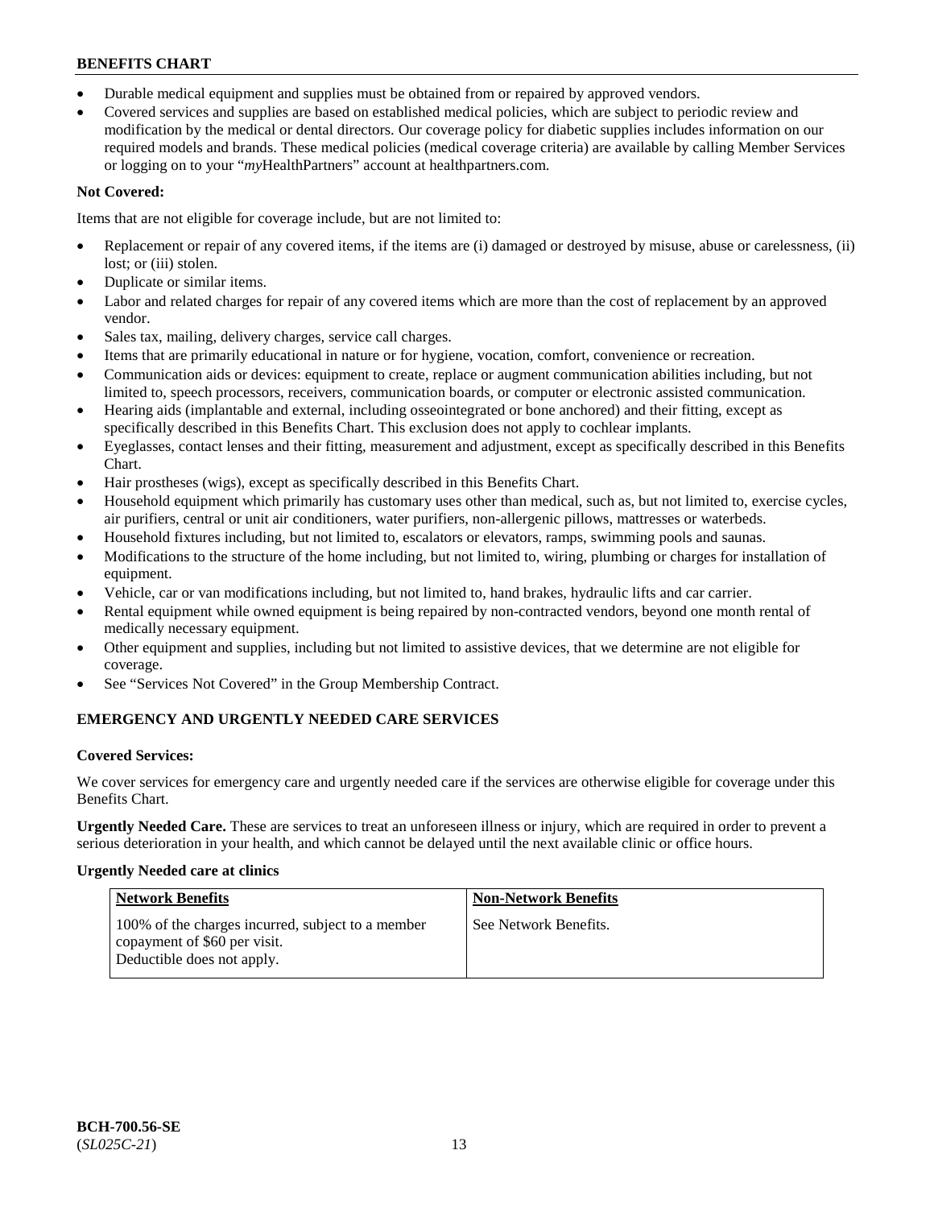- Durable medical equipment and supplies must be obtained from or repaired by approved vendors.
- Covered services and supplies are based on established medical policies, which are subject to periodic review and modification by the medical or dental directors. Our coverage policy for diabetic supplies includes information on our required models and brands. These medical policies (medical coverage criteria) are available by calling Member Services or logging on to your "*my*HealthPartners" account at healthpartners.com.

**Not Covered:**

Items that are not eligible for coverage include, but are not limited to:

- Replacement or repair of any covered items, if the items are (i) damaged or destroyed by misuse, abuse or carelessness, (ii) lost; or (iii) stolen.
- Duplicate or similar items.
- Labor and related charges for repair of any covered items which are more than the cost of replacement by an approved vendor.
- Sales tax, mailing, delivery charges, service call charges.
- Items that are primarily educational in nature or for hygiene, vocation, comfort, convenience or recreation.
- Communication aids or devices: equipment to create, replace or augment communication abilities including, but not limited to, speech processors, receivers, communication boards, or computer or electronic assisted communication.
- Hearing aids (implantable and external, including osseointegrated or bone anchored) and their fitting, except as specifically described in this Benefits Chart. This exclusion does not apply to cochlear implants.
- Eyeglasses, contact lenses and their fitting, measurement and adjustment, except as specifically described in this Benefits Chart.
- Hair prostheses (wigs), except as specifically described in this Benefits Chart.
- Household equipment which primarily has customary uses other than medical, such as, but not limited to, exercise cycles, air purifiers, central or unit air conditioners, water purifiers, non-allergenic pillows, mattresses or waterbeds.
- Household fixtures including, but not limited to, escalators or elevators, ramps, swimming pools and saunas.
- Modifications to the structure of the home including, but not limited to, wiring, plumbing or charges for installation of equipment.
- Vehicle, car or van modifications including, but not limited to, hand brakes, hydraulic lifts and car carrier.
- Rental equipment while owned equipment is being repaired by non-contracted vendors, beyond one month rental of medically necessary equipment.
- Other equipment and supplies, including but not limited to assistive devices, that we determine are not eligible for coverage.
- See "Services Not Covered" in the Group Membership Contract.

## EMERGENCY AND URGENTLY NEEDED CARE SERVICES

**Covered Services:**

We cover services for emergency care and urgently needed care if the services are otherwise eligible for coverage under this Benefits Chart.

**Urgently Needed Care.** These are services to treat an unforeseen illness or injury, which are required in order to prevent a serious deterioration in your health, and which cannot be delayed until the next available clinic or office hours.

**Urgently Needed care at clinics**

| Network Benefits | Non-Network Benefits |
|---|---|
| 100% of the charges incurred, subject to a member copayment of $60 per visit. Deductible does not apply. | See Network Benefits. |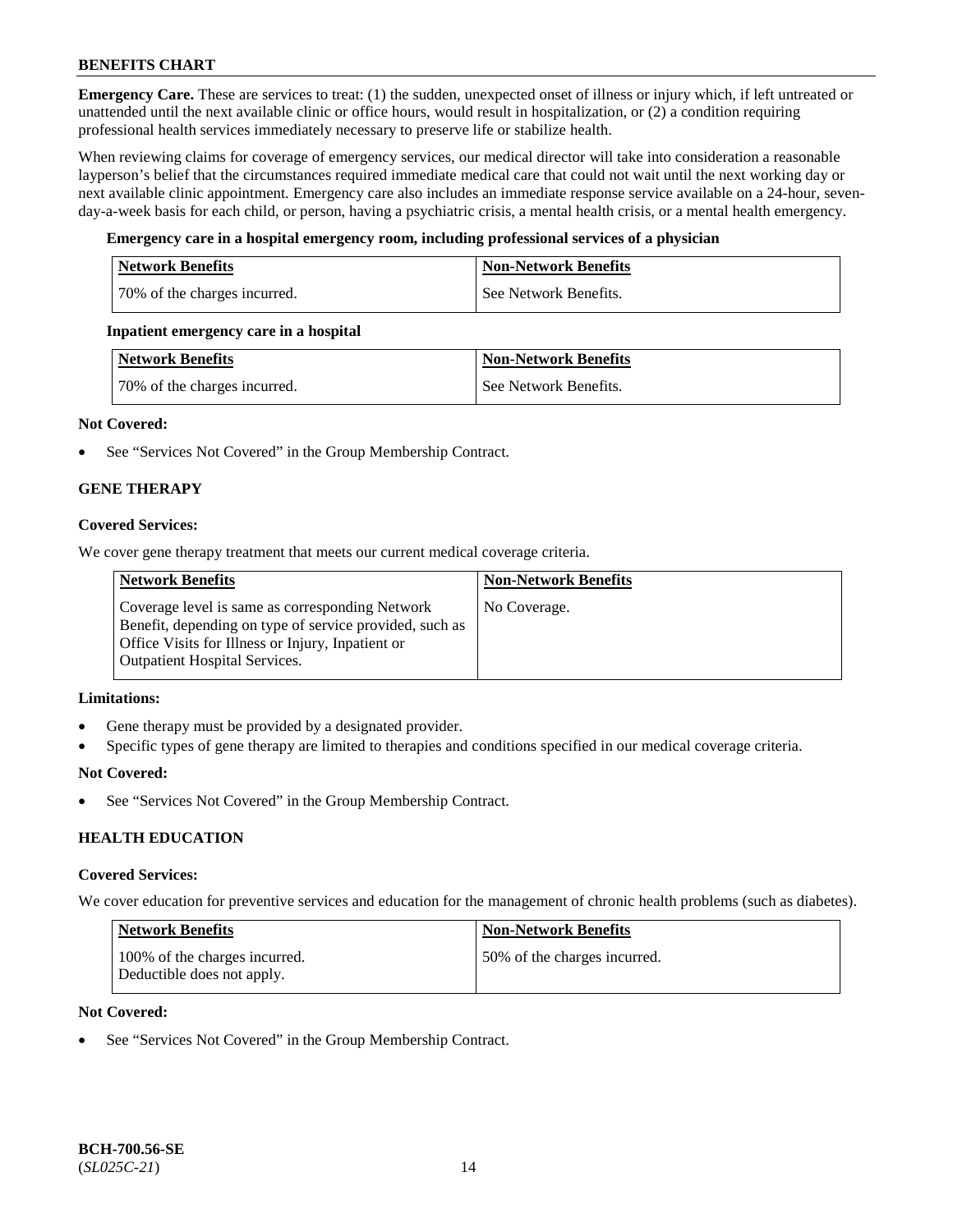**Emergency Care.** These are services to treat: (1) the sudden, unexpected onset of illness or injury which, if left untreated or unattended until the next available clinic or office hours, would result in hospitalization, or (2) a condition requiring professional health services immediately necessary to preserve life or stabilize health.

When reviewing claims for coverage of emergency services, our medical director will take into consideration a reasonable layperson's belief that the circumstances required immediate medical care that could not wait until the next working day or next available clinic appointment. Emergency care also includes an immediate response service available on a 24-hour, seven-day-a-week basis for each child, or person, having a psychiatric crisis, a mental health crisis, or a mental health emergency.

**Emergency care in a hospital emergency room, including professional services of a physician**

| Network Benefits | Non-Network Benefits |
| --- | --- |
| 70% of the charges incurred. | See Network Benefits. |

**Inpatient emergency care in a hospital**

| Network Benefits | Non-Network Benefits |
| --- | --- |
| 70% of the charges incurred. | See Network Benefits. |

**Not Covered:**

- See "Services Not Covered" in the Group Membership Contract.

## GENE THERAPY

**Covered Services:**

We cover gene therapy treatment that meets our current medical coverage criteria.

| Network Benefits | Non-Network Benefits |
| --- | --- |
| Coverage level is same as corresponding Network Benefit, depending on type of service provided, such as Office Visits for Illness or Injury, Inpatient or Outpatient Hospital Services. | No Coverage. |

**Limitations:**

- Gene therapy must be provided by a designated provider.
- Specific types of gene therapy are limited to therapies and conditions specified in our medical coverage criteria.

**Not Covered:**

- See "Services Not Covered" in the Group Membership Contract.

## HEALTH EDUCATION

**Covered Services:**

We cover education for preventive services and education for the management of chronic health problems (such as diabetes).

| Network Benefits | Non-Network Benefits |
| --- | --- |
| 100% of the charges incurred. Deductible does not apply. | 50% of the charges incurred. |

**Not Covered:**

- See "Services Not Covered" in the Group Membership Contract.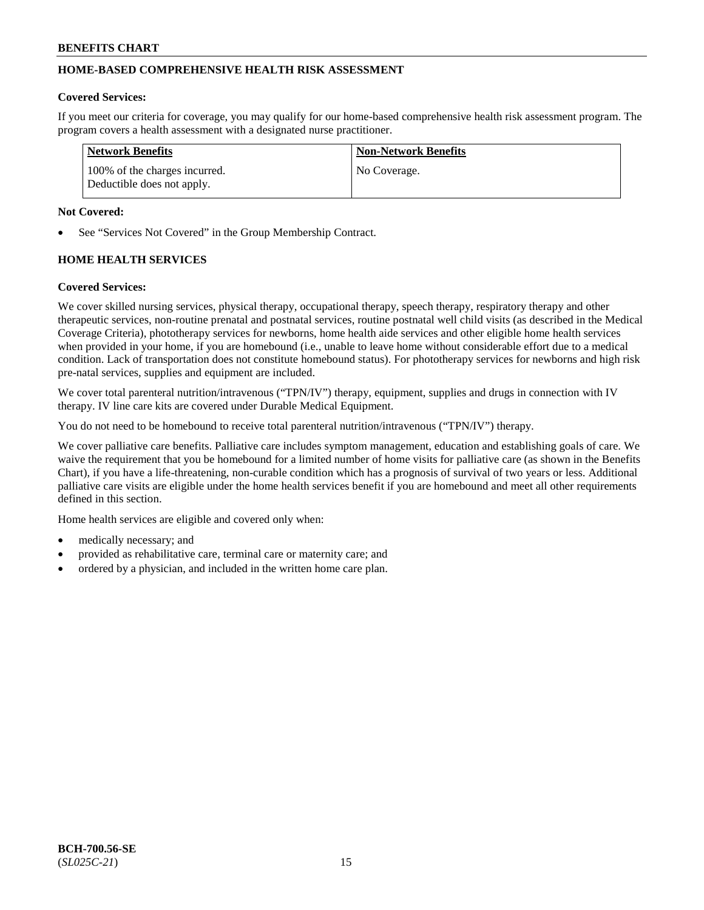## HOME-BASED COMPREHENSIVE HEALTH RISK ASSESSMENT

**Covered Services:**

If you meet our criteria for coverage, you may qualify for our home-based comprehensive health risk assessment program. The program covers a health assessment with a designated nurse practitioner.

| Network Benefits | Non-Network Benefits |
|---|---|
| 100% of the charges incurred. Deductible does not apply. | No Coverage. |

**Not Covered:**

- See "Services Not Covered" in the Group Membership Contract.

## HOME HEALTH SERVICES

**Covered Services:**

We cover skilled nursing services, physical therapy, occupational therapy, speech therapy, respiratory therapy and other therapeutic services, non-routine prenatal and postnatal services, routine postnatal well child visits (as described in the Medical Coverage Criteria), phototherapy services for newborns, home health aide services and other eligible home health services when provided in your home, if you are homebound (i.e., unable to leave home without considerable effort due to a medical condition. Lack of transportation does not constitute homebound status). For phototherapy services for newborns and high risk pre-natal services, supplies and equipment are included.

We cover total parenteral nutrition/intravenous ("TPN/IV") therapy, equipment, supplies and drugs in connection with IV therapy. IV line care kits are covered under Durable Medical Equipment.

You do not need to be homebound to receive total parenteral nutrition/intravenous ("TPN/IV") therapy.

We cover palliative care benefits. Palliative care includes symptom management, education and establishing goals of care. We waive the requirement that you be homebound for a limited number of home visits for palliative care (as shown in the Benefits Chart), if you have a life-threatening, non-curable condition which has a prognosis of survival of two years or less. Additional palliative care visits are eligible under the home health services benefit if you are homebound and meet all other requirements defined in this section.

Home health services are eligible and covered only when:

- medically necessary; and
- provided as rehabilitative care, terminal care or maternity care; and
- ordered by a physician, and included in the written home care plan.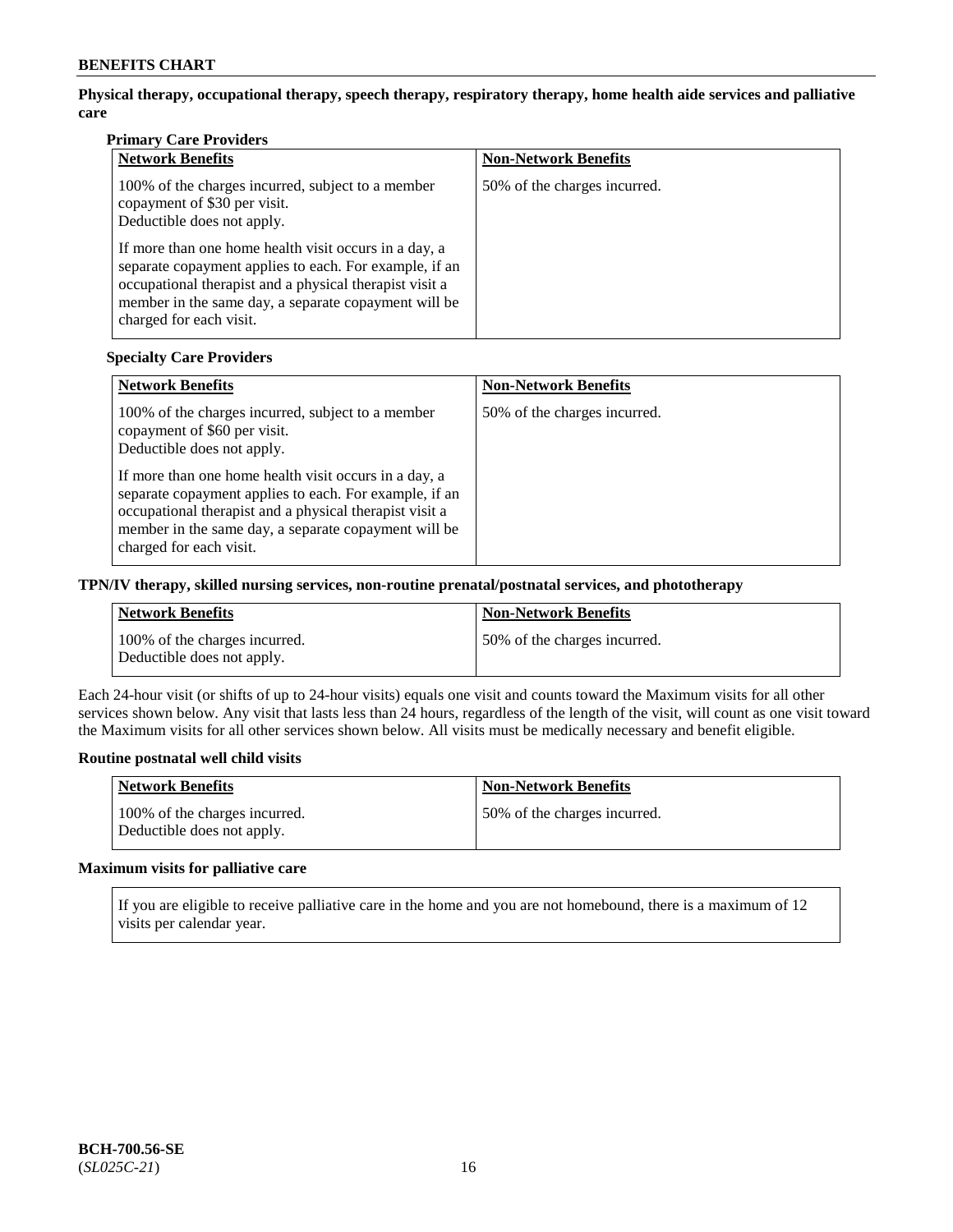**Physical therapy, occupational therapy, speech therapy, respiratory therapy, home health aide services and palliative care**

**Primary Care Providers**

| Network Benefits | Non-Network Benefits |
| --- | --- |
| 100% of the charges incurred, subject to a member copayment of $30 per visit.<br>Deductible does not apply.<br><br>If more than one home health visit occurs in a day, a separate copayment applies to each. For example, if an occupational therapist and a physical therapist visit a member in the same day, a separate copayment will be charged for each visit. | 50% of the charges incurred. |

**Specialty Care Providers**

| Network Benefits | Non-Network Benefits |
| --- | --- |
| 100% of the charges incurred, subject to a member copayment of $60 per visit.<br>Deductible does not apply.<br><br>If more than one home health visit occurs in a day, a separate copayment applies to each. For example, if an occupational therapist and a physical therapist visit a member in the same day, a separate copayment will be charged for each visit. | 50% of the charges incurred. |

**TPN/IV therapy, skilled nursing services, non-routine prenatal/postnatal services, and phototherapy**

| Network Benefits | Non-Network Benefits |
| --- | --- |
| 100% of the charges incurred.<br>Deductible does not apply. | 50% of the charges incurred. |

Each 24-hour visit (or shifts of up to 24-hour visits) equals one visit and counts toward the Maximum visits for all other services shown below. Any visit that lasts less than 24 hours, regardless of the length of the visit, will count as one visit toward the Maximum visits for all other services shown below. All visits must be medically necessary and benefit eligible.

**Routine postnatal well child visits**

| Network Benefits | Non-Network Benefits |
| --- | --- |
| 100% of the charges incurred.<br>Deductible does not apply. | 50% of the charges incurred. |

**Maximum visits for palliative care**

| |
| --- |
| If you are eligible to receive palliative care in the home and you are not homebound, there is a maximum of 12 visits per calendar year. |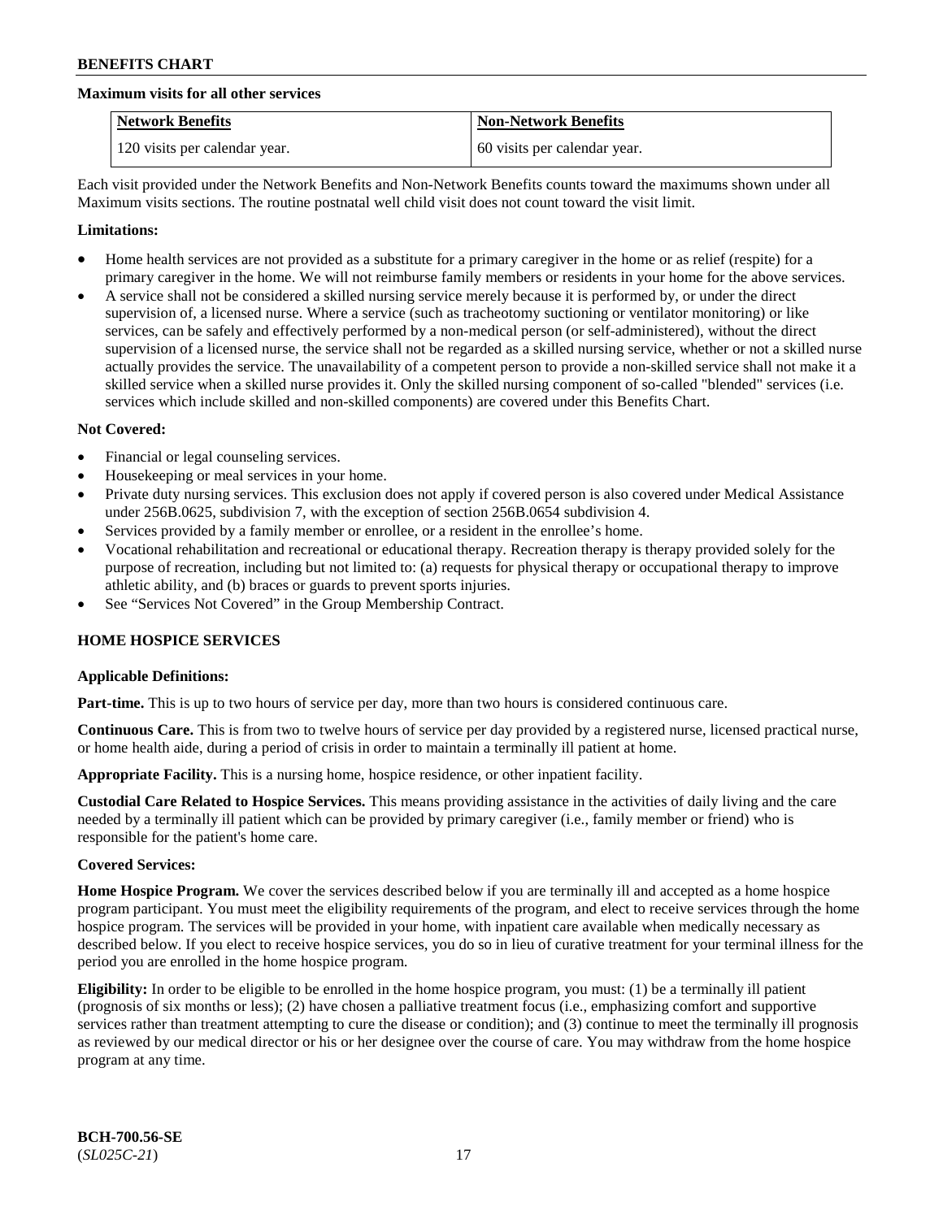**Maximum visits for all other services**

| Network Benefits | Non-Network Benefits |
|---|---|
| 120 visits per calendar year. | 60 visits per calendar year. |

Each visit provided under the Network Benefits and Non-Network Benefits counts toward the maximums shown under all Maximum visits sections. The routine postnatal well child visit does not count toward the visit limit.

**Limitations:**

- Home health services are not provided as a substitute for a primary caregiver in the home or as relief (respite) for a primary caregiver in the home. We will not reimburse family members or residents in your home for the above services.
- A service shall not be considered a skilled nursing service merely because it is performed by, or under the direct supervision of, a licensed nurse. Where a service (such as tracheotomy suctioning or ventilator monitoring) or like services, can be safely and effectively performed by a non-medical person (or self-administered), without the direct supervision of a licensed nurse, the service shall not be regarded as a skilled nursing service, whether or not a skilled nurse actually provides the service. The unavailability of a competent person to provide a non-skilled service shall not make it a skilled service when a skilled nurse provides it. Only the skilled nursing component of so-called "blended" services (i.e. services which include skilled and non-skilled components) are covered under this Benefits Chart.

**Not Covered:**

- Financial or legal counseling services.
- Housekeeping or meal services in your home.
- Private duty nursing services. This exclusion does not apply if covered person is also covered under Medical Assistance under 256B.0625, subdivision 7, with the exception of section 256B.0654 subdivision 4.
- Services provided by a family member or enrollee, or a resident in the enrollee's home.
- Vocational rehabilitation and recreational or educational therapy. Recreation therapy is therapy provided solely for the purpose of recreation, including but not limited to: (a) requests for physical therapy or occupational therapy to improve athletic ability, and (b) braces or guards to prevent sports injuries.
- See "Services Not Covered" in the Group Membership Contract.

## HOME HOSPICE SERVICES

**Applicable Definitions:**

**Part-time.** This is up to two hours of service per day, more than two hours is considered continuous care.

**Continuous Care.** This is from two to twelve hours of service per day provided by a registered nurse, licensed practical nurse, or home health aide, during a period of crisis in order to maintain a terminally ill patient at home.

**Appropriate Facility.** This is a nursing home, hospice residence, or other inpatient facility.

**Custodial Care Related to Hospice Services.** This means providing assistance in the activities of daily living and the care needed by a terminally ill patient which can be provided by primary caregiver (i.e., family member or friend) who is responsible for the patient's home care.

**Covered Services:**

**Home Hospice Program.** We cover the services described below if you are terminally ill and accepted as a home hospice program participant. You must meet the eligibility requirements of the program, and elect to receive services through the home hospice program. The services will be provided in your home, with inpatient care available when medically necessary as described below. If you elect to receive hospice services, you do so in lieu of curative treatment for your terminal illness for the period you are enrolled in the home hospice program.

**Eligibility:** In order to be eligible to be enrolled in the home hospice program, you must: (1) be a terminally ill patient (prognosis of six months or less); (2) have chosen a palliative treatment focus (i.e., emphasizing comfort and supportive services rather than treatment attempting to cure the disease or condition); and (3) continue to meet the terminally ill prognosis as reviewed by our medical director or his or her designee over the course of care. You may withdraw from the home hospice program at any time.

BCH-700.56-SE
(*SL025C-21*)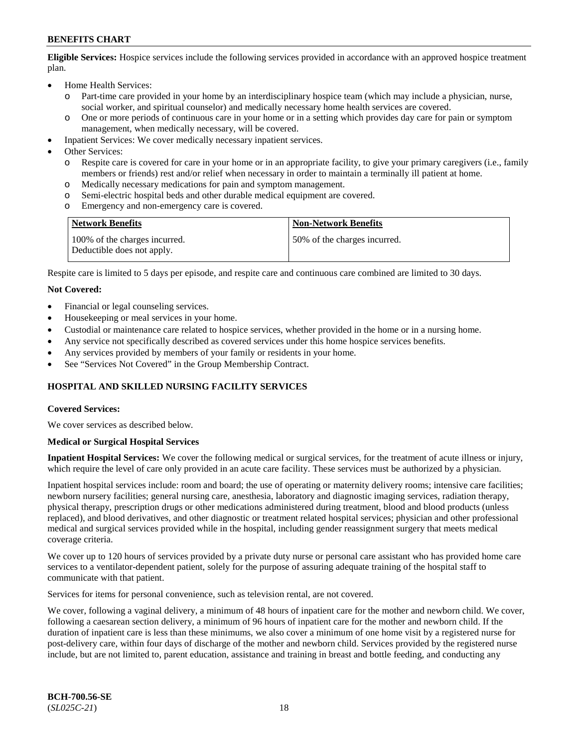**Eligible Services:** Hospice services include the following services provided in accordance with an approved hospice treatment plan.

- Home Health Services:
  - Part-time care provided in your home by an interdisciplinary hospice team (which may include a physician, nurse, social worker, and spiritual counselor) and medically necessary home health services are covered.
  - One or more periods of continuous care in your home or in a setting which provides day care for pain or symptom management, when medically necessary, will be covered.
- Inpatient Services: We cover medically necessary inpatient services.
- Other Services:
  - Respite care is covered for care in your home or in an appropriate facility, to give your primary caregivers (i.e., family members or friends) rest and/or relief when necessary in order to maintain a terminally ill patient at home.
  - Medically necessary medications for pain and symptom management.
  - Semi-electric hospital beds and other durable medical equipment are covered.
  - Emergency and non-emergency care is covered.

| Network Benefits | Non-Network Benefits |
|---|---|
| 100% of the charges incurred. Deductible does not apply. | 50% of the charges incurred. |

Respite care is limited to 5 days per episode, and respite care and continuous care combined are limited to 30 days.

**Not Covered:**

- Financial or legal counseling services.
- Housekeeping or meal services in your home.
- Custodial or maintenance care related to hospice services, whether provided in the home or in a nursing home.
- Any service not specifically described as covered services under this home hospice services benefits.
- Any services provided by members of your family or residents in your home.
- See "Services Not Covered" in the Group Membership Contract.

## HOSPITAL AND SKILLED NURSING FACILITY SERVICES

**Covered Services:**

We cover services as described below.

**Medical or Surgical Hospital Services**

**Inpatient Hospital Services:** We cover the following medical or surgical services, for the treatment of acute illness or injury, which require the level of care only provided in an acute care facility. These services must be authorized by a physician.

Inpatient hospital services include: room and board; the use of operating or maternity delivery rooms; intensive care facilities; newborn nursery facilities; general nursing care, anesthesia, laboratory and diagnostic imaging services, radiation therapy, physical therapy, prescription drugs or other medications administered during treatment, blood and blood products (unless replaced), and blood derivatives, and other diagnostic or treatment related hospital services; physician and other professional medical and surgical services provided while in the hospital, including gender reassignment surgery that meets medical coverage criteria.

We cover up to 120 hours of services provided by a private duty nurse or personal care assistant who has provided home care services to a ventilator-dependent patient, solely for the purpose of assuring adequate training of the hospital staff to communicate with that patient.

Services for items for personal convenience, such as television rental, are not covered.

We cover, following a vaginal delivery, a minimum of 48 hours of inpatient care for the mother and newborn child. We cover, following a caesarean section delivery, a minimum of 96 hours of inpatient care for the mother and newborn child. If the duration of inpatient care is less than these minimums, we also cover a minimum of one home visit by a registered nurse for post-delivery care, within four days of discharge of the mother and newborn child. Services provided by the registered nurse include, but are not limited to, parent education, assistance and training in breast and bottle feeding, and conducting any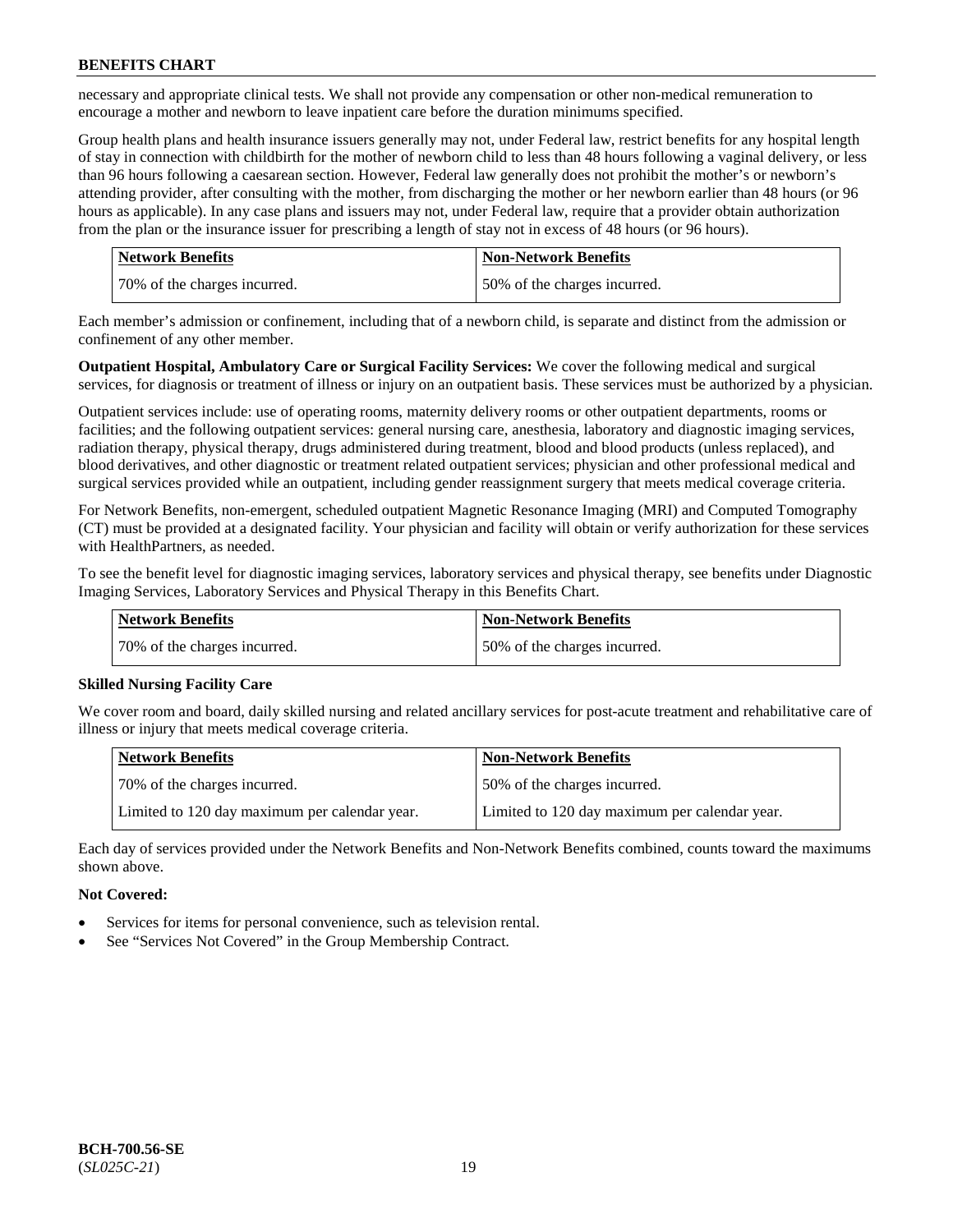necessary and appropriate clinical tests. We shall not provide any compensation or other non-medical remuneration to encourage a mother and newborn to leave inpatient care before the duration minimums specified.

Group health plans and health insurance issuers generally may not, under Federal law, restrict benefits for any hospital length of stay in connection with childbirth for the mother of newborn child to less than 48 hours following a vaginal delivery, or less than 96 hours following a caesarean section. However, Federal law generally does not prohibit the mother's or newborn's attending provider, after consulting with the mother, from discharging the mother or her newborn earlier than 48 hours (or 96 hours as applicable). In any case plans and issuers may not, under Federal law, require that a provider obtain authorization from the plan or the insurance issuer for prescribing a length of stay not in excess of 48 hours (or 96 hours).

| Network Benefits | Non-Network Benefits |
|---|---|
| 70% of the charges incurred. | 50% of the charges incurred. |

Each member's admission or confinement, including that of a newborn child, is separate and distinct from the admission or confinement of any other member.

**Outpatient Hospital, Ambulatory Care or Surgical Facility Services:** We cover the following medical and surgical services, for diagnosis or treatment of illness or injury on an outpatient basis. These services must be authorized by a physician.

Outpatient services include: use of operating rooms, maternity delivery rooms or other outpatient departments, rooms or facilities; and the following outpatient services: general nursing care, anesthesia, laboratory and diagnostic imaging services, radiation therapy, physical therapy, drugs administered during treatment, blood and blood products (unless replaced), and blood derivatives, and other diagnostic or treatment related outpatient services; physician and other professional medical and surgical services provided while an outpatient, including gender reassignment surgery that meets medical coverage criteria.

For Network Benefits, non-emergent, scheduled outpatient Magnetic Resonance Imaging (MRI) and Computed Tomography (CT) must be provided at a designated facility. Your physician and facility will obtain or verify authorization for these services with HealthPartners, as needed.

To see the benefit level for diagnostic imaging services, laboratory services and physical therapy, see benefits under Diagnostic Imaging Services, Laboratory Services and Physical Therapy in this Benefits Chart.

| Network Benefits | Non-Network Benefits |
|---|---|
| 70% of the charges incurred. | 50% of the charges incurred. |

**Skilled Nursing Facility Care**

We cover room and board, daily skilled nursing and related ancillary services for post-acute treatment and rehabilitative care of illness or injury that meets medical coverage criteria.

| Network Benefits | Non-Network Benefits |
|---|---|
| 70% of the charges incurred. | 50% of the charges incurred. |
| Limited to 120 day maximum per calendar year. | Limited to 120 day maximum per calendar year. |

Each day of services provided under the Network Benefits and Non-Network Benefits combined, counts toward the maximums shown above.

**Not Covered:**

- Services for items for personal convenience, such as television rental.
- See "Services Not Covered" in the Group Membership Contract.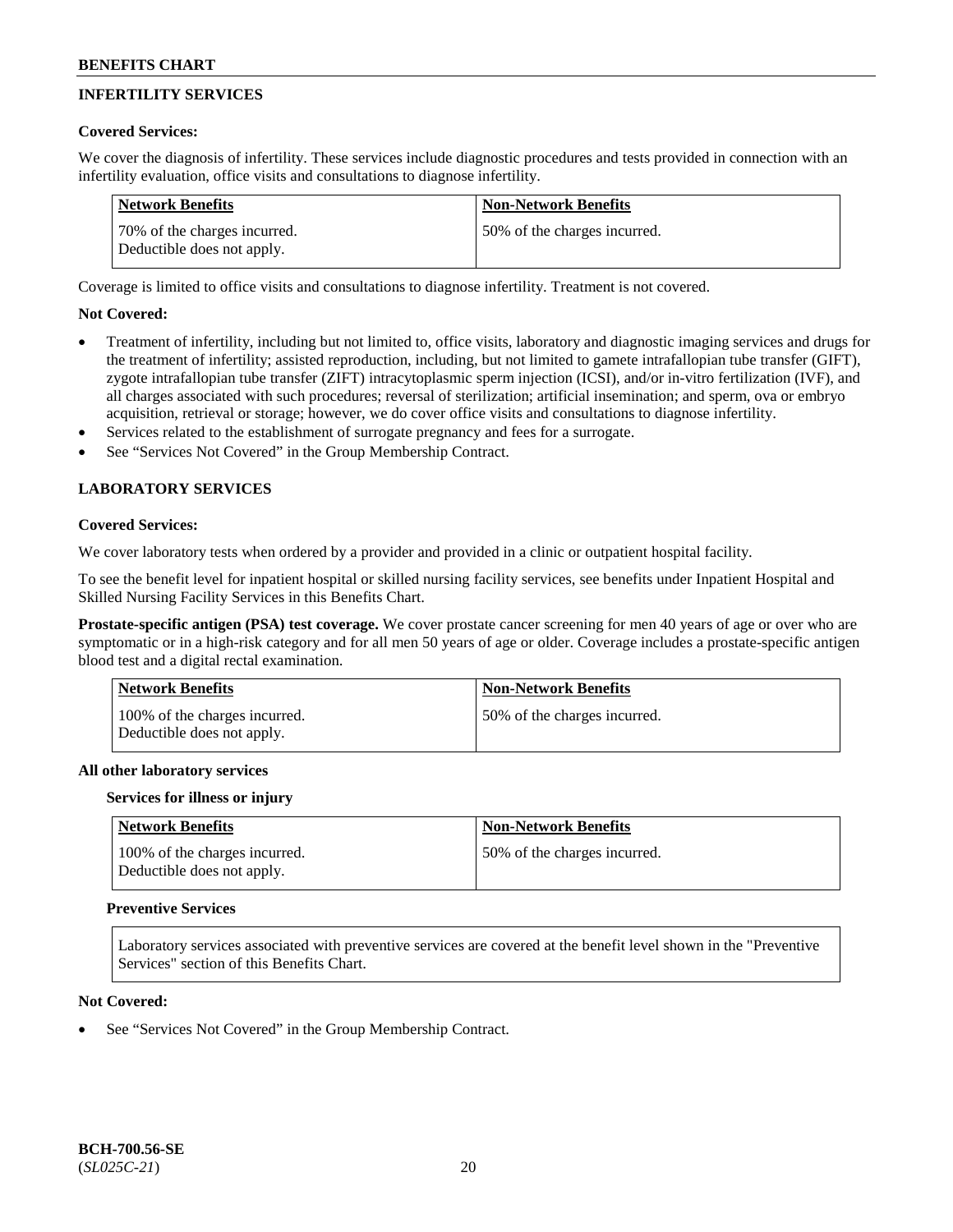## INFERTILITY SERVICES

**Covered Services:**

We cover the diagnosis of infertility. These services include diagnostic procedures and tests provided in connection with an infertility evaluation, office visits and consultations to diagnose infertility.

| Network Benefits | Non-Network Benefits |
|---|---|
| 70% of the charges incurred. Deductible does not apply. | 50% of the charges incurred. |

Coverage is limited to office visits and consultations to diagnose infertility. Treatment is not covered.

**Not Covered:**

- Treatment of infertility, including but not limited to, office visits, laboratory and diagnostic imaging services and drugs for the treatment of infertility; assisted reproduction, including, but not limited to gamete intrafallopian tube transfer (GIFT), zygote intrafallopian tube transfer (ZIFT) intracytoplasmic sperm injection (ICSI), and/or in-vitro fertilization (IVF), and all charges associated with such procedures; reversal of sterilization; artificial insemination; and sperm, ova or embryo acquisition, retrieval or storage; however, we do cover office visits and consultations to diagnose infertility.
- Services related to the establishment of surrogate pregnancy and fees for a surrogate.
- See "Services Not Covered" in the Group Membership Contract.

## LABORATORY SERVICES

**Covered Services:**

We cover laboratory tests when ordered by a provider and provided in a clinic or outpatient hospital facility.

To see the benefit level for inpatient hospital or skilled nursing facility services, see benefits under Inpatient Hospital and Skilled Nursing Facility Services in this Benefits Chart.

**Prostate-specific antigen (PSA) test coverage.** We cover prostate cancer screening for men 40 years of age or over who are symptomatic or in a high-risk category and for all men 50 years of age or older. Coverage includes a prostate-specific antigen blood test and a digital rectal examination.

| Network Benefits | Non-Network Benefits |
|---|---|
| 100% of the charges incurred. Deductible does not apply. | 50% of the charges incurred. |

**All other laboratory services**

**Services for illness or injury**

| Network Benefits | Non-Network Benefits |
|---|---|
| 100% of the charges incurred. Deductible does not apply. | 50% of the charges incurred. |

**Preventive Services**

Laboratory services associated with preventive services are covered at the benefit level shown in the "Preventive Services" section of this Benefits Chart.

**Not Covered:**

- See "Services Not Covered" in the Group Membership Contract.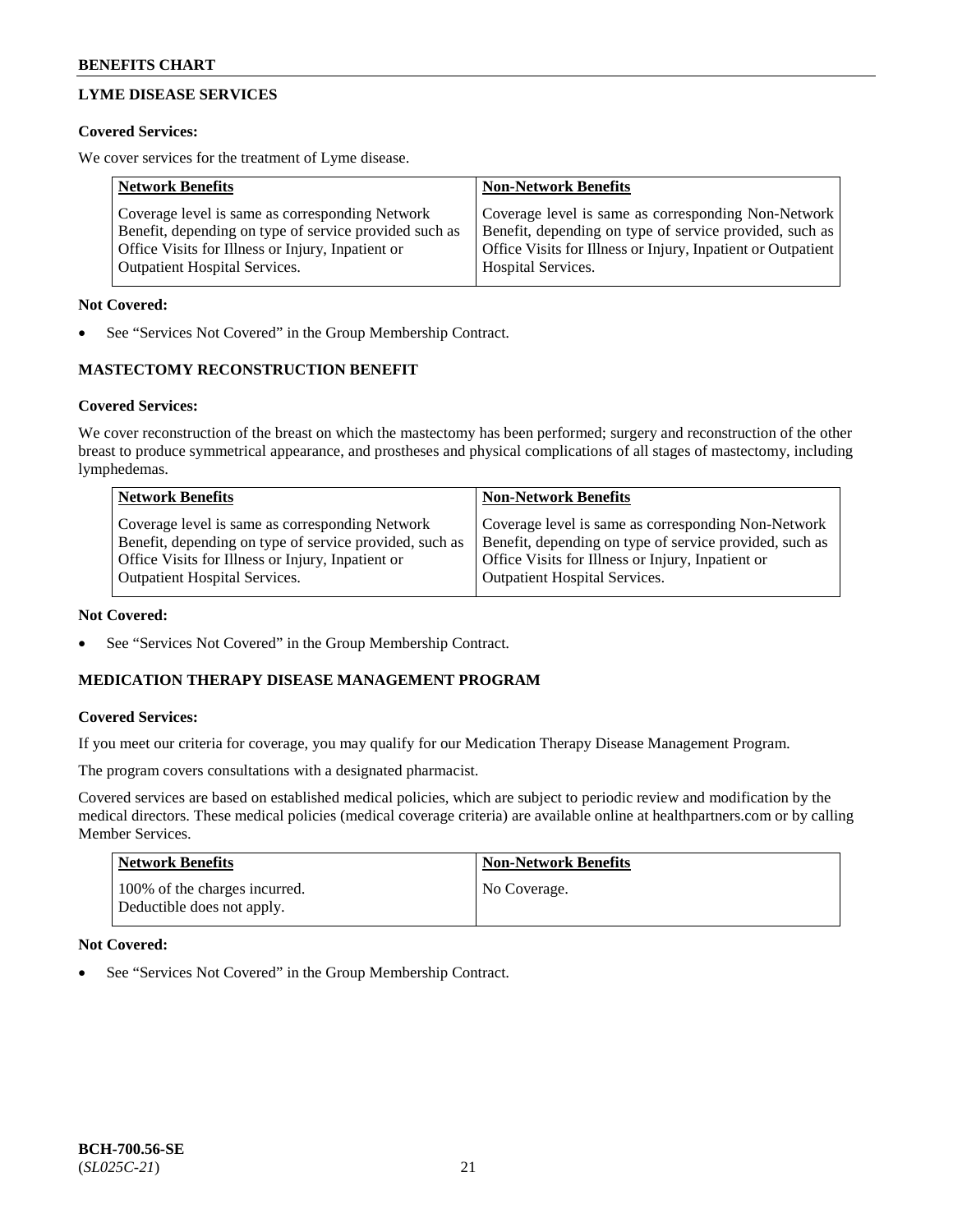## LYME DISEASE SERVICES

**Covered Services:**

We cover services for the treatment of Lyme disease.

| Network Benefits | Non-Network Benefits |
|---|---|
| Coverage level is same as corresponding Network Benefit, depending on type of service provided such as Office Visits for Illness or Injury, Inpatient or Outpatient Hospital Services. | Coverage level is same as corresponding Non-Network Benefit, depending on type of service provided, such as Office Visits for Illness or Injury, Inpatient or Outpatient Hospital Services. |

**Not Covered:**

- See "Services Not Covered" in the Group Membership Contract.

## MASTECTOMY RECONSTRUCTION BENEFIT

**Covered Services:**

We cover reconstruction of the breast on which the mastectomy has been performed; surgery and reconstruction of the other breast to produce symmetrical appearance, and prostheses and physical complications of all stages of mastectomy, including lymphedemas.

| Network Benefits | Non-Network Benefits |
|---|---|
| Coverage level is same as corresponding Network Benefit, depending on type of service provided, such as Office Visits for Illness or Injury, Inpatient or Outpatient Hospital Services. | Coverage level is same as corresponding Non-Network Benefit, depending on type of service provided, such as Office Visits for Illness or Injury, Inpatient or Outpatient Hospital Services. |

**Not Covered:**

- See "Services Not Covered" in the Group Membership Contract.

## MEDICATION THERAPY DISEASE MANAGEMENT PROGRAM

**Covered Services:**

If you meet our criteria for coverage, you may qualify for our Medication Therapy Disease Management Program.

The program covers consultations with a designated pharmacist.

Covered services are based on established medical policies, which are subject to periodic review and modification by the medical directors. These medical policies (medical coverage criteria) are available online at healthpartners.com or by calling Member Services.

| Network Benefits | Non-Network Benefits |
|---|---|
| 100% of the charges incurred. Deductible does not apply. | No Coverage. |

**Not Covered:**

- See "Services Not Covered" in the Group Membership Contract.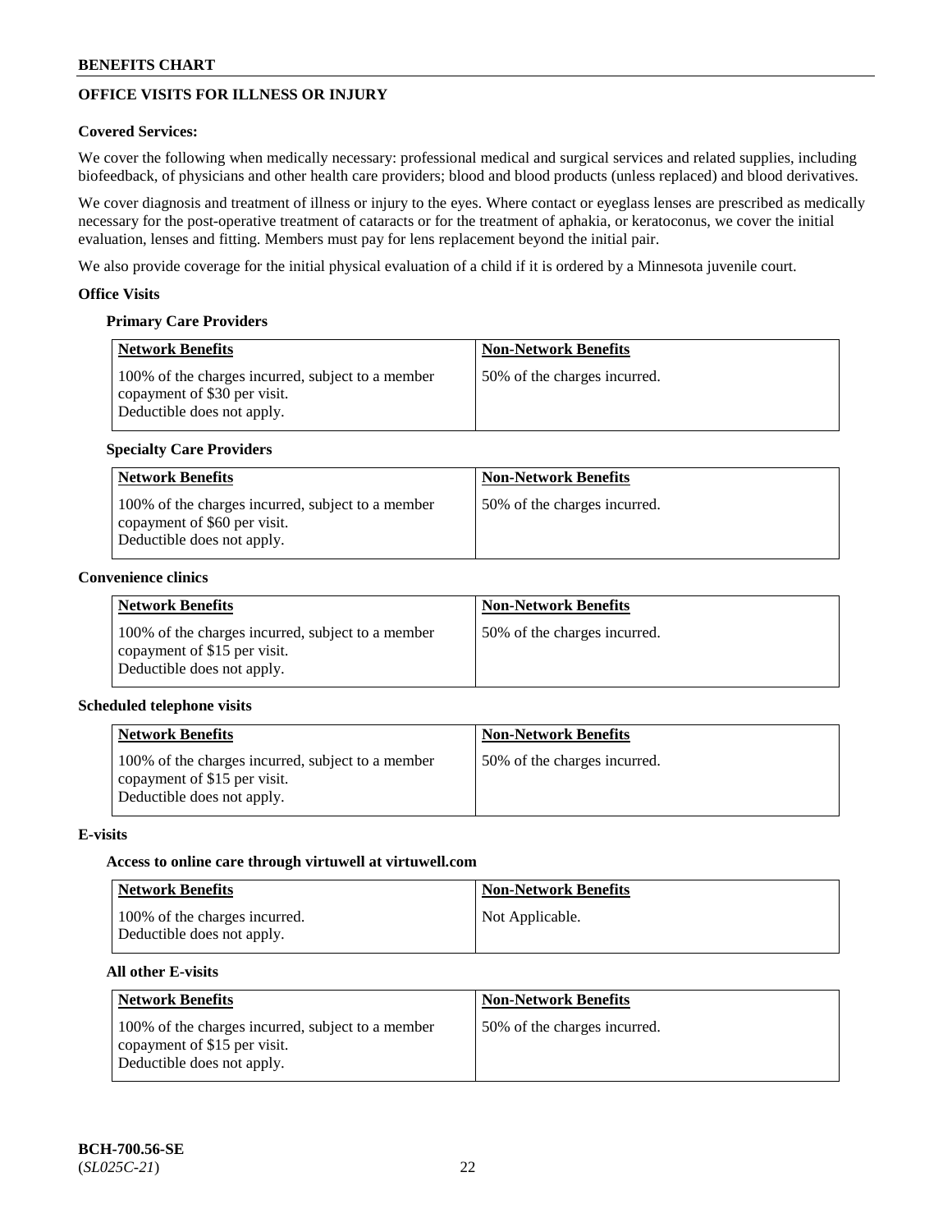## OFFICE VISITS FOR ILLNESS OR INJURY

### Covered Services:

We cover the following when medically necessary: professional medical and surgical services and related supplies, including biofeedback, of physicians and other health care providers; blood and blood products (unless replaced) and blood derivatives.

We cover diagnosis and treatment of illness or injury to the eyes. Where contact or eyeglass lenses are prescribed as medically necessary for the post-operative treatment of cataracts or for the treatment of aphakia, or keratoconus, we cover the initial evaluation, lenses and fitting. Members must pay for lens replacement beyond the initial pair.

We also provide coverage for the initial physical evaluation of a child if it is ordered by a Minnesota juvenile court.

### Office Visits

#### Primary Care Providers

| Network Benefits | Non-Network Benefits |
|---|---|
| 100% of the charges incurred, subject to a member copayment of $30 per visit. Deductible does not apply. | 50% of the charges incurred. |

#### Specialty Care Providers

| Network Benefits | Non-Network Benefits |
|---|---|
| 100% of the charges incurred, subject to a member copayment of $60 per visit. Deductible does not apply. | 50% of the charges incurred. |

### Convenience clinics

| Network Benefits | Non-Network Benefits |
|---|---|
| 100% of the charges incurred, subject to a member copayment of $15 per visit. Deductible does not apply. | 50% of the charges incurred. |

### Scheduled telephone visits

| Network Benefits | Non-Network Benefits |
|---|---|
| 100% of the charges incurred, subject to a member copayment of $15 per visit. Deductible does not apply. | 50% of the charges incurred. |

### E-visits

#### Access to online care through virtuwell at virtuwell.com

| Network Benefits | Non-Network Benefits |
|---|---|
| 100% of the charges incurred. Deductible does not apply. | Not Applicable. |

#### All other E-visits

| Network Benefits | Non-Network Benefits |
|---|---|
| 100% of the charges incurred, subject to a member copayment of $15 per visit. Deductible does not apply. | 50% of the charges incurred. |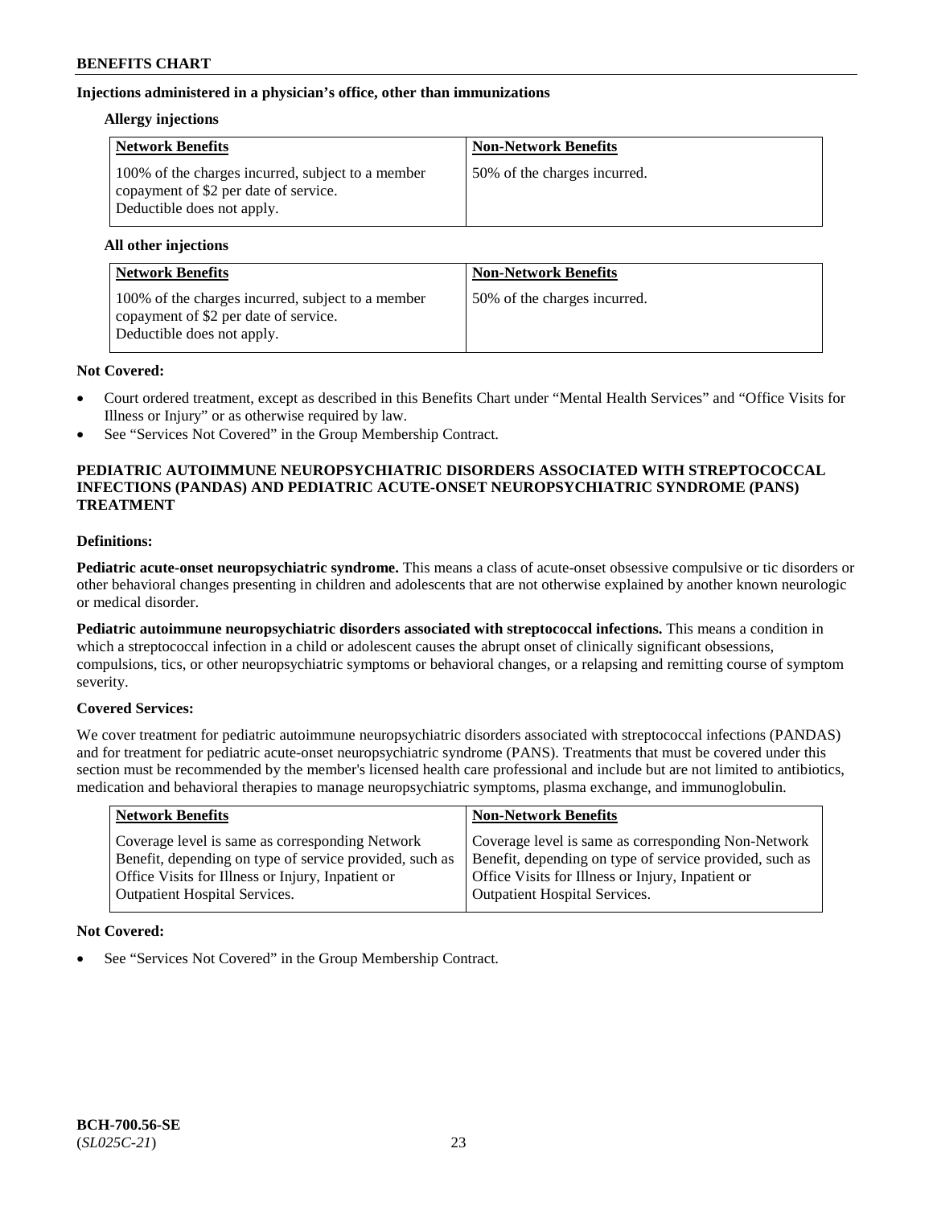**Injections administered in a physician's office, other than immunizations**

**Allergy injections**

| Network Benefits | Non-Network Benefits |
| --- | --- |
| 100% of the charges incurred, subject to a member copayment of $2 per date of service. Deductible does not apply. | 50% of the charges incurred. |

**All other injections**

| Network Benefits | Non-Network Benefits |
| --- | --- |
| 100% of the charges incurred, subject to a member copayment of $2 per date of service. Deductible does not apply. | 50% of the charges incurred. |

**Not Covered:**

- Court ordered treatment, except as described in this Benefits Chart under "Mental Health Services" and "Office Visits for Illness or Injury" or as otherwise required by law.
- See "Services Not Covered" in the Group Membership Contract.

## PEDIATRIC AUTOIMMUNE NEUROPSYCHIATRIC DISORDERS ASSOCIATED WITH STREPTOCOCCAL INFECTIONS (PANDAS) AND PEDIATRIC ACUTE-ONSET NEUROPSYCHIATRIC SYNDROME (PANS) TREATMENT

**Definitions:**

**Pediatric acute-onset neuropsychiatric syndrome.** This means a class of acute-onset obsessive compulsive or tic disorders or other behavioral changes presenting in children and adolescents that are not otherwise explained by another known neurologic or medical disorder.

**Pediatric autoimmune neuropsychiatric disorders associated with streptococcal infections.** This means a condition in which a streptococcal infection in a child or adolescent causes the abrupt onset of clinically significant obsessions, compulsions, tics, or other neuropsychiatric symptoms or behavioral changes, or a relapsing and remitting course of symptom severity.

**Covered Services:**

We cover treatment for pediatric autoimmune neuropsychiatric disorders associated with streptococcal infections (PANDAS) and for treatment for pediatric acute-onset neuropsychiatric syndrome (PANS). Treatments that must be covered under this section must be recommended by the member's licensed health care professional and include but are not limited to antibiotics, medication and behavioral therapies to manage neuropsychiatric symptoms, plasma exchange, and immunoglobulin.

| Network Benefits | Non-Network Benefits |
| --- | --- |
| Coverage level is same as corresponding Network Benefit, depending on type of service provided, such as Office Visits for Illness or Injury, Inpatient or Outpatient Hospital Services. | Coverage level is same as corresponding Non-Network Benefit, depending on type of service provided, such as Office Visits for Illness or Injury, Inpatient or Outpatient Hospital Services. |

**Not Covered:**

- See "Services Not Covered" in the Group Membership Contract.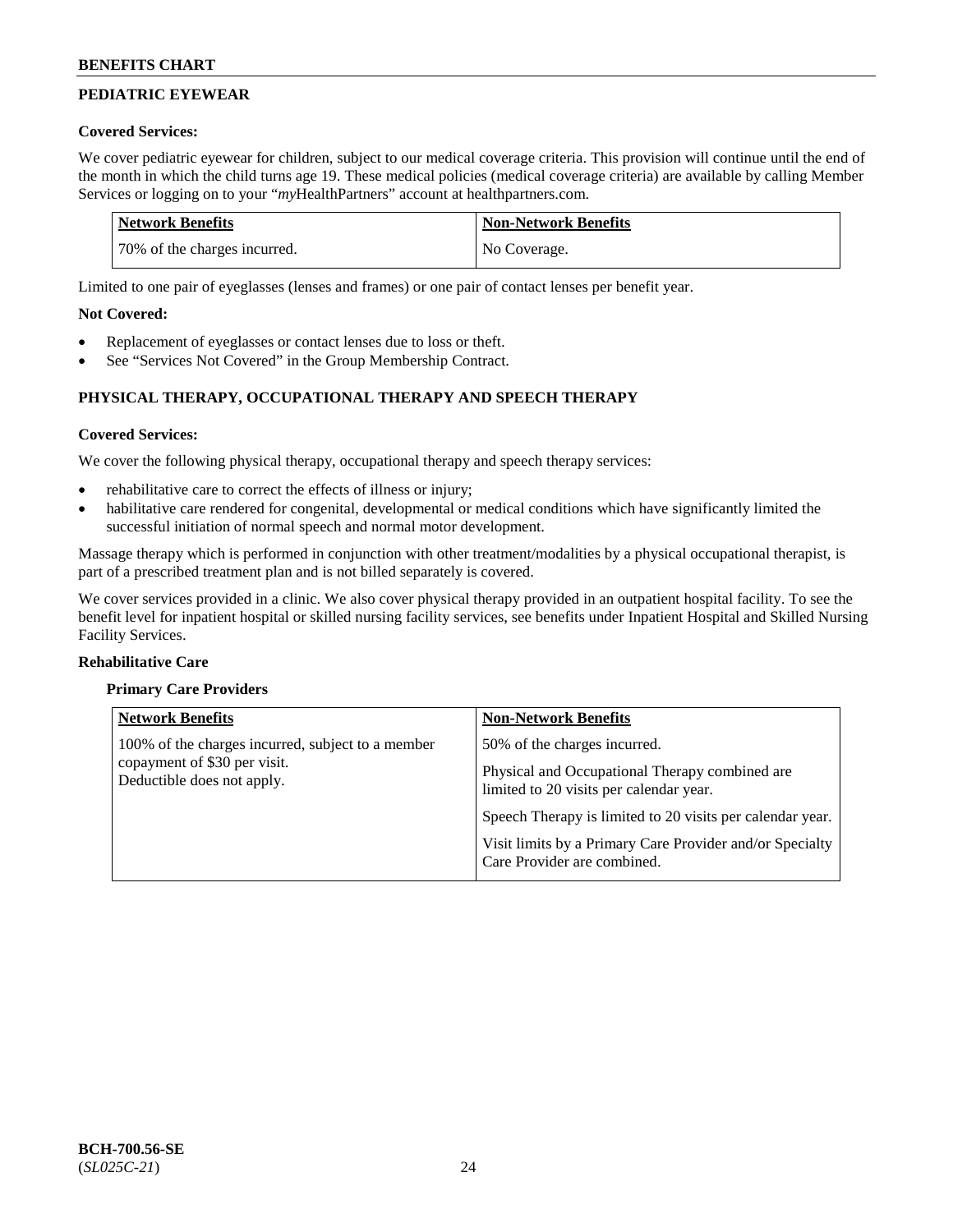## PEDIATRIC EYEWEAR

### Covered Services:

We cover pediatric eyewear for children, subject to our medical coverage criteria. This provision will continue until the end of the month in which the child turns age 19. These medical policies (medical coverage criteria) are available by calling Member Services or logging on to your "*my*HealthPartners" account at healthpartners.com.

| Network Benefits | Non-Network Benefits |
|---|---|
| 70% of the charges incurred. | No Coverage. |

Limited to one pair of eyeglasses (lenses and frames) or one pair of contact lenses per benefit year.

### Not Covered:

- Replacement of eyeglasses or contact lenses due to loss or theft.
- See "Services Not Covered" in the Group Membership Contract.

## PHYSICAL THERAPY, OCCUPATIONAL THERAPY AND SPEECH THERAPY

### Covered Services:

We cover the following physical therapy, occupational therapy and speech therapy services:

- rehabilitative care to correct the effects of illness or injury;
- habilitative care rendered for congenital, developmental or medical conditions which have significantly limited the successful initiation of normal speech and normal motor development.

Massage therapy which is performed in conjunction with other treatment/modalities by a physical occupational therapist, is part of a prescribed treatment plan and is not billed separately is covered.

We cover services provided in a clinic. We also cover physical therapy provided in an outpatient hospital facility. To see the benefit level for inpatient hospital or skilled nursing facility services, see benefits under Inpatient Hospital and Skilled Nursing Facility Services.

### Rehabilitative Care

#### Primary Care Providers

| Network Benefits | Non-Network Benefits |
|---|---|
| 100% of the charges incurred, subject to a member copayment of $30 per visit.<br>Deductible does not apply. | 50% of the charges incurred.<br><br>Physical and Occupational Therapy combined are limited to 20 visits per calendar year.<br><br>Speech Therapy is limited to 20 visits per calendar year.<br><br>Visit limits by a Primary Care Provider and/or Specialty Care Provider are combined. |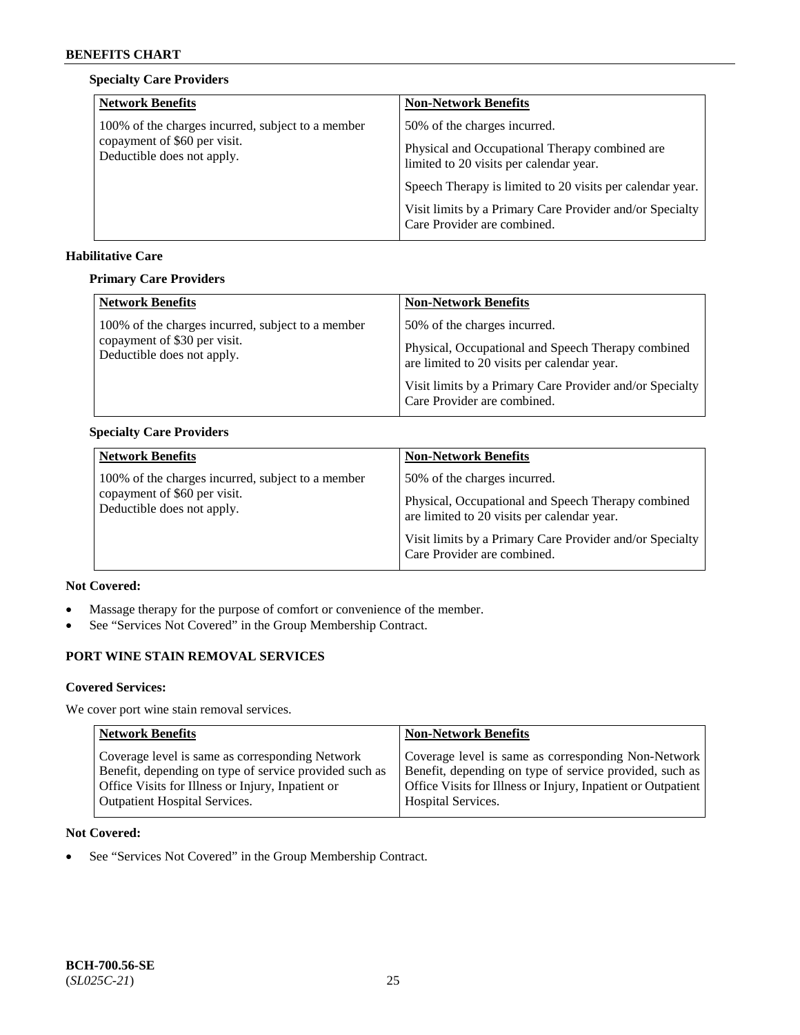**Specialty Care Providers**

| Network Benefits | Non-Network Benefits |
|---|---|
| 100% of the charges incurred, subject to a member copayment of $60 per visit. Deductible does not apply. | 50% of the charges incurred. Physical and Occupational Therapy combined are limited to 20 visits per calendar year. Speech Therapy is limited to 20 visits per calendar year. Visit limits by a Primary Care Provider and/or Specialty Care Provider are combined. |

**Habilitative Care**

**Primary Care Providers**

| Network Benefits | Non-Network Benefits |
|---|---|
| 100% of the charges incurred, subject to a member copayment of $30 per visit. Deductible does not apply. | 50% of the charges incurred. Physical, Occupational and Speech Therapy combined are limited to 20 visits per calendar year. Visit limits by a Primary Care Provider and/or Specialty Care Provider are combined. |

**Specialty Care Providers**

| Network Benefits | Non-Network Benefits |
|---|---|
| 100% of the charges incurred, subject to a member copayment of $60 per visit. Deductible does not apply. | 50% of the charges incurred. Physical, Occupational and Speech Therapy combined are limited to 20 visits per calendar year. Visit limits by a Primary Care Provider and/or Specialty Care Provider are combined. |

**Not Covered:**

- Massage therapy for the purpose of comfort or convenience of the member.
- See "Services Not Covered" in the Group Membership Contract.

## PORT WINE STAIN REMOVAL SERVICES

**Covered Services:**

We cover port wine stain removal services.

| Network Benefits | Non-Network Benefits |
|---|---|
| Coverage level is same as corresponding Network Benefit, depending on type of service provided such as Office Visits for Illness or Injury, Inpatient or Outpatient Hospital Services. | Coverage level is same as corresponding Non-Network Benefit, depending on type of service provided, such as Office Visits for Illness or Injury, Inpatient or Outpatient Hospital Services. |

**Not Covered:**

- See "Services Not Covered" in the Group Membership Contract.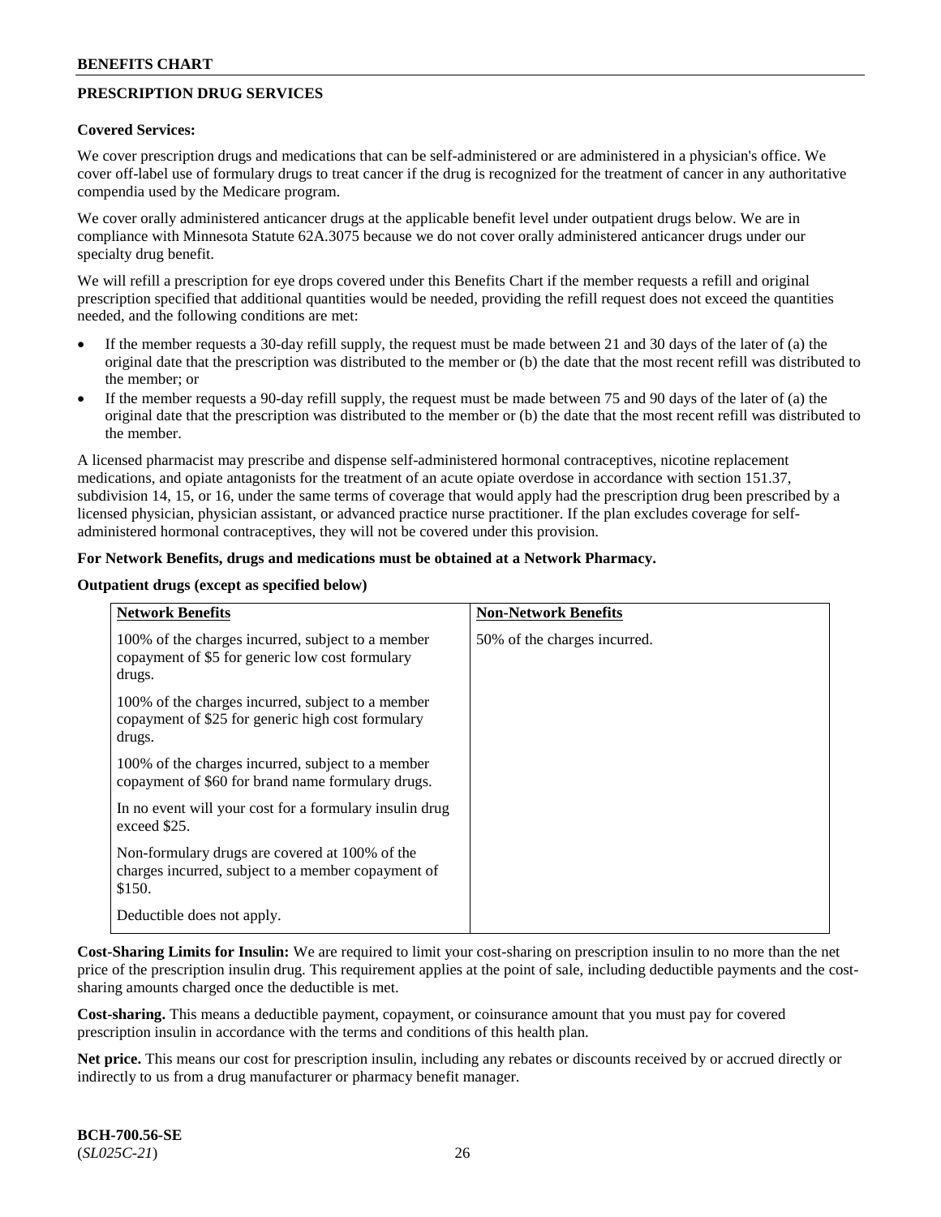## PRESCRIPTION DRUG SERVICES

**Covered Services:**

We cover prescription drugs and medications that can be self-administered or are administered in a physician's office. We cover off-label use of formulary drugs to treat cancer if the drug is recognized for the treatment of cancer in any authoritative compendia used by the Medicare program.

We cover orally administered anticancer drugs at the applicable benefit level under outpatient drugs below. We are in compliance with Minnesota Statute 62A.3075 because we do not cover orally administered anticancer drugs under our specialty drug benefit.

We will refill a prescription for eye drops covered under this Benefits Chart if the member requests a refill and original prescription specified that additional quantities would be needed, providing the refill request does not exceed the quantities needed, and the following conditions are met:

- If the member requests a 30-day refill supply, the request must be made between 21 and 30 days of the later of (a) the original date that the prescription was distributed to the member or (b) the date that the most recent refill was distributed to the member; or
- If the member requests a 90-day refill supply, the request must be made between 75 and 90 days of the later of (a) the original date that the prescription was distributed to the member or (b) the date that the most recent refill was distributed to the member.

A licensed pharmacist may prescribe and dispense self-administered hormonal contraceptives, nicotine replacement medications, and opiate antagonists for the treatment of an acute opiate overdose in accordance with section 151.37, subdivision 14, 15, or 16, under the same terms of coverage that would apply had the prescription drug been prescribed by a licensed physician, physician assistant, or advanced practice nurse practitioner. If the plan excludes coverage for self-administered hormonal contraceptives, they will not be covered under this provision.

**For Network Benefits, drugs and medications must be obtained at a Network Pharmacy.**

**Outpatient drugs (except as specified below)**

| Network Benefits | Non-Network Benefits |
|---|---|
| 100% of the charges incurred, subject to a member copayment of $5 for generic low cost formulary drugs.<br><br>100% of the charges incurred, subject to a member copayment of $25 for generic high cost formulary drugs.<br><br>100% of the charges incurred, subject to a member copayment of $60 for brand name formulary drugs.<br><br>In no event will your cost for a formulary insulin drug exceed $25.<br><br>Non-formulary drugs are covered at 100% of the charges incurred, subject to a member copayment of $150.<br><br>Deductible does not apply. | 50% of the charges incurred. |

**Cost-Sharing Limits for Insulin:** We are required to limit your cost-sharing on prescription insulin to no more than the net price of the prescription insulin drug. This requirement applies at the point of sale, including deductible payments and the cost-sharing amounts charged once the deductible is met.

**Cost-sharing.** This means a deductible payment, copayment, or coinsurance amount that you must pay for covered prescription insulin in accordance with the terms and conditions of this health plan.

**Net price.** This means our cost for prescription insulin, including any rebates or discounts received by or accrued directly or indirectly to us from a drug manufacturer or pharmacy benefit manager.

**BCH-700.56-SE**
(*SL025C-21*)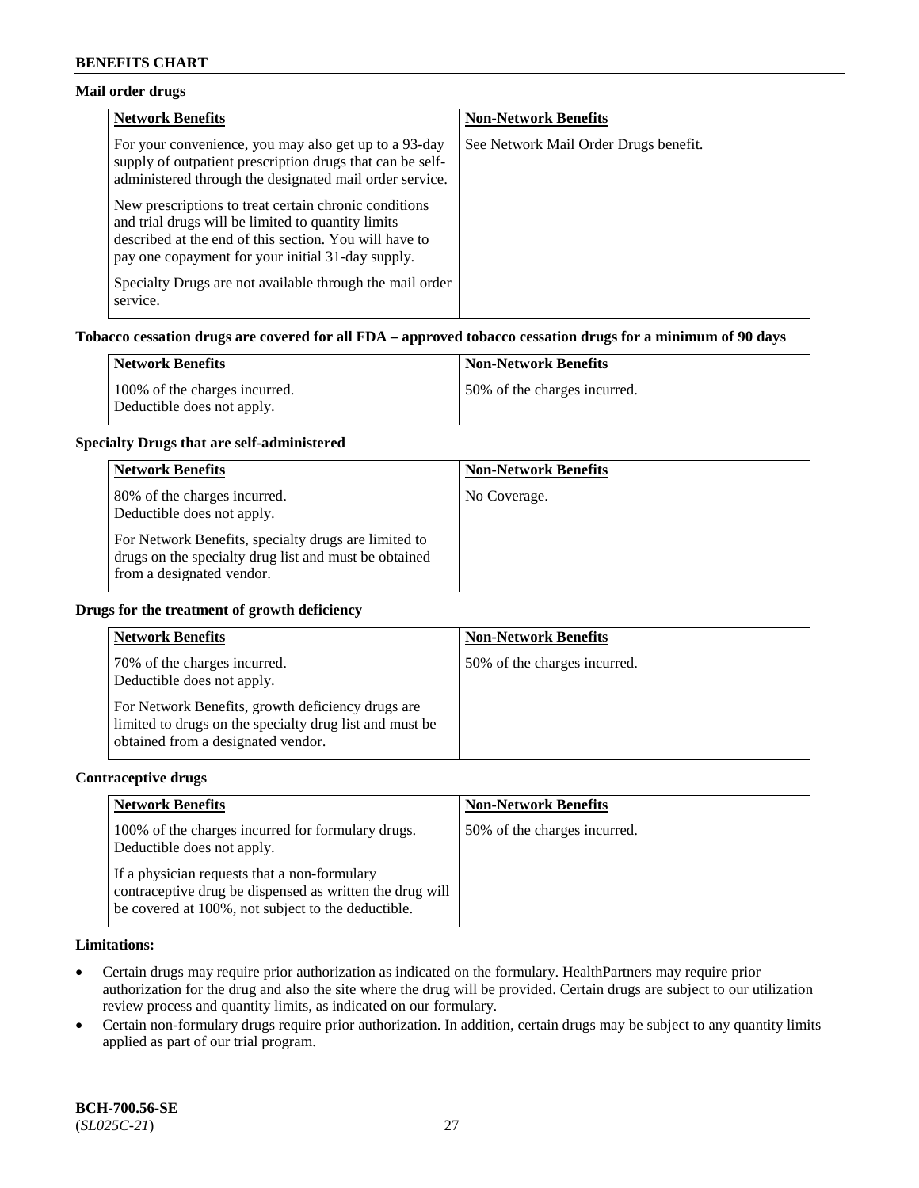**Mail order drugs**

| Network Benefits | Non-Network Benefits |
| --- | --- |
| For your convenience, you may also get up to a 93-day supply of outpatient prescription drugs that can be self-administered through the designated mail order service.<br><br>New prescriptions to treat certain chronic conditions and trial drugs will be limited to quantity limits described at the end of this section. You will have to pay one copayment for your initial 31-day supply.<br><br>Specialty Drugs are not available through the mail order service. | See Network Mail Order Drugs benefit. |

**Tobacco cessation drugs are covered for all FDA – approved tobacco cessation drugs for a minimum of 90 days**

| Network Benefits | Non-Network Benefits |
| --- | --- |
| 100% of the charges incurred.<br>Deductible does not apply. | 50% of the charges incurred. |

**Specialty Drugs that are self-administered**

| Network Benefits | Non-Network Benefits |
| --- | --- |
| 80% of the charges incurred.<br>Deductible does not apply.<br><br>For Network Benefits, specialty drugs are limited to drugs on the specialty drug list and must be obtained from a designated vendor. | No Coverage. |

**Drugs for the treatment of growth deficiency**

| Network Benefits | Non-Network Benefits |
| --- | --- |
| 70% of the charges incurred.<br>Deductible does not apply.<br><br>For Network Benefits, growth deficiency drugs are limited to drugs on the specialty drug list and must be obtained from a designated vendor. | 50% of the charges incurred. |

**Contraceptive drugs**

| Network Benefits | Non-Network Benefits |
| --- | --- |
| 100% of the charges incurred for formulary drugs.<br>Deductible does not apply.<br><br>If a physician requests that a non-formulary contraceptive drug be dispensed as written the drug will be covered at 100%, not subject to the deductible. | 50% of the charges incurred. |

**Limitations:**

- Certain drugs may require prior authorization as indicated on the formulary. HealthPartners may require prior authorization for the drug and also the site where the drug will be provided. Certain drugs are subject to our utilization review process and quantity limits, as indicated on our formulary.
- Certain non-formulary drugs require prior authorization. In addition, certain drugs may be subject to any quantity limits applied as part of our trial program.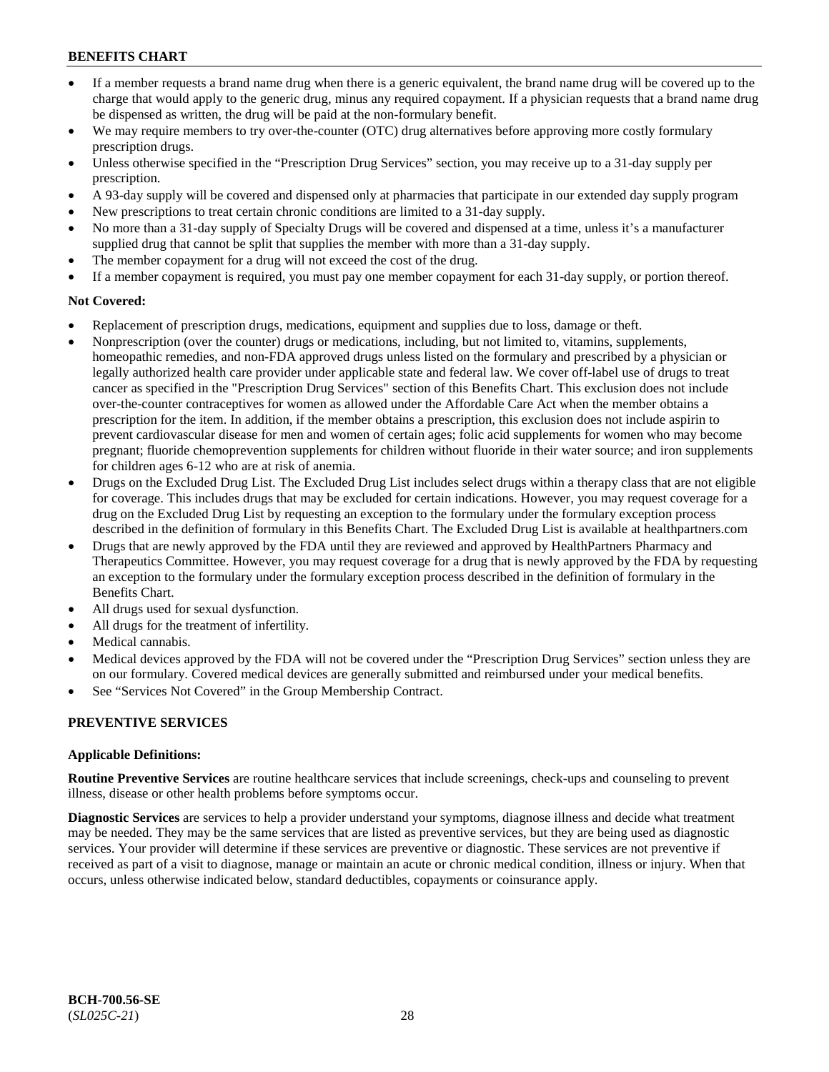- If a member requests a brand name drug when there is a generic equivalent, the brand name drug will be covered up to the charge that would apply to the generic drug, minus any required copayment. If a physician requests that a brand name drug be dispensed as written, the drug will be paid at the non-formulary benefit.
- We may require members to try over-the-counter (OTC) drug alternatives before approving more costly formulary prescription drugs.
- Unless otherwise specified in the "Prescription Drug Services" section, you may receive up to a 31-day supply per prescription.
- A 93-day supply will be covered and dispensed only at pharmacies that participate in our extended day supply program
- New prescriptions to treat certain chronic conditions are limited to a 31-day supply.
- No more than a 31-day supply of Specialty Drugs will be covered and dispensed at a time, unless it's a manufacturer supplied drug that cannot be split that supplies the member with more than a 31-day supply.
- The member copayment for a drug will not exceed the cost of the drug.
- If a member copayment is required, you must pay one member copayment for each 31-day supply, or portion thereof.

**Not Covered:**

- Replacement of prescription drugs, medications, equipment and supplies due to loss, damage or theft.
- Nonprescription (over the counter) drugs or medications, including, but not limited to, vitamins, supplements, homeopathic remedies, and non-FDA approved drugs unless listed on the formulary and prescribed by a physician or legally authorized health care provider under applicable state and federal law. We cover off-label use of drugs to treat cancer as specified in the "Prescription Drug Services" section of this Benefits Chart. This exclusion does not include over-the-counter contraceptives for women as allowed under the Affordable Care Act when the member obtains a prescription for the item. In addition, if the member obtains a prescription, this exclusion does not include aspirin to prevent cardiovascular disease for men and women of certain ages; folic acid supplements for women who may become pregnant; fluoride chemoprevention supplements for children without fluoride in their water source; and iron supplements for children ages 6-12 who are at risk of anemia.
- Drugs on the Excluded Drug List. The Excluded Drug List includes select drugs within a therapy class that are not eligible for coverage. This includes drugs that may be excluded for certain indications. However, you may request coverage for a drug on the Excluded Drug List by requesting an exception to the formulary under the formulary exception process described in the definition of formulary in this Benefits Chart. The Excluded Drug List is available at healthpartners.com
- Drugs that are newly approved by the FDA until they are reviewed and approved by HealthPartners Pharmacy and Therapeutics Committee. However, you may request coverage for a drug that is newly approved by the FDA by requesting an exception to the formulary under the formulary exception process described in the definition of formulary in the Benefits Chart.
- All drugs used for sexual dysfunction.
- All drugs for the treatment of infertility.
- Medical cannabis.
- Medical devices approved by the FDA will not be covered under the "Prescription Drug Services" section unless they are on our formulary. Covered medical devices are generally submitted and reimbursed under your medical benefits.
- See "Services Not Covered" in the Group Membership Contract.

## PREVENTIVE SERVICES

**Applicable Definitions:**

**Routine Preventive Services** are routine healthcare services that include screenings, check-ups and counseling to prevent illness, disease or other health problems before symptoms occur.

**Diagnostic Services** are services to help a provider understand your symptoms, diagnose illness and decide what treatment may be needed. They may be the same services that are listed as preventive services, but they are being used as diagnostic services. Your provider will determine if these services are preventive or diagnostic. These services are not preventive if received as part of a visit to diagnose, manage or maintain an acute or chronic medical condition, illness or injury. When that occurs, unless otherwise indicated below, standard deductibles, copayments or coinsurance apply.

**BCH-700.56-SE**
(*SL025C-21*)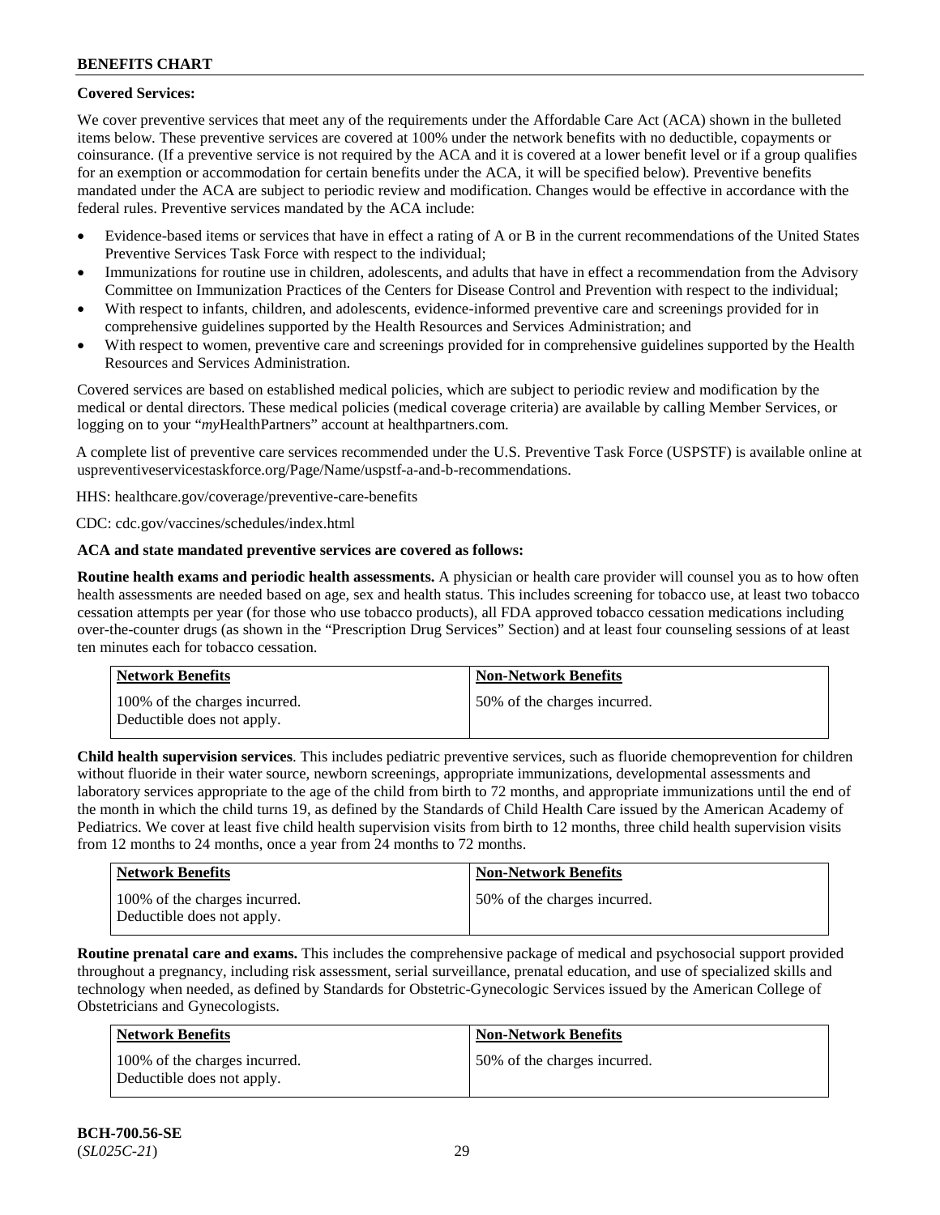**Covered Services:**

We cover preventive services that meet any of the requirements under the Affordable Care Act (ACA) shown in the bulleted items below. These preventive services are covered at 100% under the network benefits with no deductible, copayments or coinsurance. (If a preventive service is not required by the ACA and it is covered at a lower benefit level or if a group qualifies for an exemption or accommodation for certain benefits under the ACA, it will be specified below). Preventive benefits mandated under the ACA are subject to periodic review and modification. Changes would be effective in accordance with the federal rules. Preventive services mandated by the ACA include:

- Evidence-based items or services that have in effect a rating of A or B in the current recommendations of the United States Preventive Services Task Force with respect to the individual;
- Immunizations for routine use in children, adolescents, and adults that have in effect a recommendation from the Advisory Committee on Immunization Practices of the Centers for Disease Control and Prevention with respect to the individual;
- With respect to infants, children, and adolescents, evidence-informed preventive care and screenings provided for in comprehensive guidelines supported by the Health Resources and Services Administration; and
- With respect to women, preventive care and screenings provided for in comprehensive guidelines supported by the Health Resources and Services Administration.

Covered services are based on established medical policies, which are subject to periodic review and modification by the medical or dental directors. These medical policies (medical coverage criteria) are available by calling Member Services, or logging on to your "*my*HealthPartners" account at healthpartners.com.

A complete list of preventive care services recommended under the U.S. Preventive Task Force (USPSTF) is available online at uspreventiveservicestaskforce.org/Page/Name/uspstf-a-and-b-recommendations.

HHS: healthcare.gov/coverage/preventive-care-benefits

CDC: cdc.gov/vaccines/schedules/index.html

**ACA and state mandated preventive services are covered as follows:**

**Routine health exams and periodic health assessments.** A physician or health care provider will counsel you as to how often health assessments are needed based on age, sex and health status. This includes screening for tobacco use, at least two tobacco cessation attempts per year (for those who use tobacco products), all FDA approved tobacco cessation medications including over-the-counter drugs (as shown in the "Prescription Drug Services" Section) and at least four counseling sessions of at least ten minutes each for tobacco cessation.

| Network Benefits | Non-Network Benefits |
| --- | --- |
| 100% of the charges incurred. Deductible does not apply. | 50% of the charges incurred. |

**Child health supervision services**. This includes pediatric preventive services, such as fluoride chemoprevention for children without fluoride in their water source, newborn screenings, appropriate immunizations, developmental assessments and laboratory services appropriate to the age of the child from birth to 72 months, and appropriate immunizations until the end of the month in which the child turns 19, as defined by the Standards of Child Health Care issued by the American Academy of Pediatrics. We cover at least five child health supervision visits from birth to 12 months, three child health supervision visits from 12 months to 24 months, once a year from 24 months to 72 months.

| Network Benefits | Non-Network Benefits |
| --- | --- |
| 100% of the charges incurred. Deductible does not apply. | 50% of the charges incurred. |

**Routine prenatal care and exams.** This includes the comprehensive package of medical and psychosocial support provided throughout a pregnancy, including risk assessment, serial surveillance, prenatal education, and use of specialized skills and technology when needed, as defined by Standards for Obstetric-Gynecologic Services issued by the American College of Obstetricians and Gynecologists.

| Network Benefits | Non-Network Benefits |
| --- | --- |
| 100% of the charges incurred. Deductible does not apply. | 50% of the charges incurred. |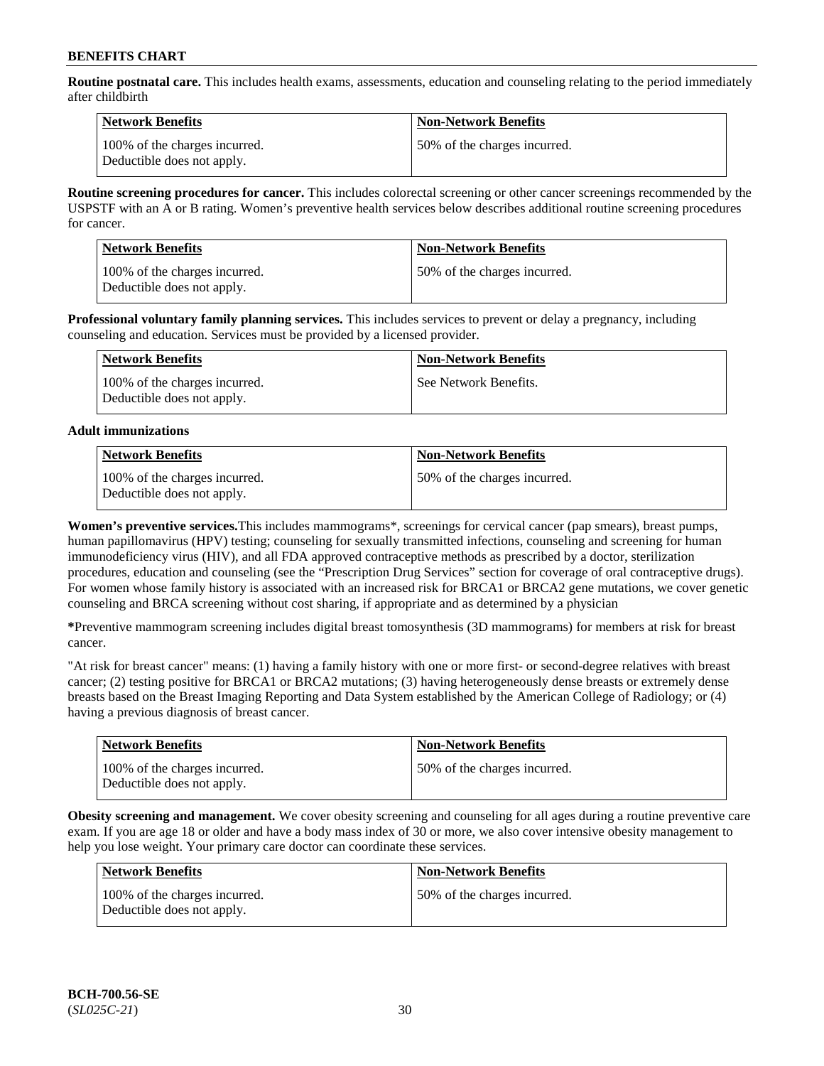**Routine postnatal care.** This includes health exams, assessments, education and counseling relating to the period immediately after childbirth

| Network Benefits | Non-Network Benefits |
| --- | --- |
| 100% of the charges incurred. Deductible does not apply. | 50% of the charges incurred. |

**Routine screening procedures for cancer.** This includes colorectal screening or other cancer screenings recommended by the USPSTF with an A or B rating. Women's preventive health services below describes additional routine screening procedures for cancer.

| Network Benefits | Non-Network Benefits |
| --- | --- |
| 100% of the charges incurred. Deductible does not apply. | 50% of the charges incurred. |

**Professional voluntary family planning services.** This includes services to prevent or delay a pregnancy, including counseling and education. Services must be provided by a licensed provider.

| Network Benefits | Non-Network Benefits |
| --- | --- |
| 100% of the charges incurred. Deductible does not apply. | See Network Benefits. |

**Adult immunizations**

| Network Benefits | Non-Network Benefits |
| --- | --- |
| 100% of the charges incurred. Deductible does not apply. | 50% of the charges incurred. |

**Women's preventive services.**This includes mammograms*, screenings for cervical cancer (pap smears), breast pumps, human papillomavirus (HPV) testing; counseling for sexually transmitted infections, counseling and screening for human immunodeficiency virus (HIV), and all FDA approved contraceptive methods as prescribed by a doctor, sterilization procedures, education and counseling (see the "Prescription Drug Services" section for coverage of oral contraceptive drugs). For women whose family history is associated with an increased risk for BRCA1 or BRCA2 gene mutations, we cover genetic counseling and BRCA screening without cost sharing, if appropriate and as determined by a physician

**\***Preventive mammogram screening includes digital breast tomosynthesis (3D mammograms) for members at risk for breast cancer.

"At risk for breast cancer" means: (1) having a family history with one or more first- or second-degree relatives with breast cancer; (2) testing positive for BRCA1 or BRCA2 mutations; (3) having heterogeneously dense breasts or extremely dense breasts based on the Breast Imaging Reporting and Data System established by the American College of Radiology; or (4) having a previous diagnosis of breast cancer.

| Network Benefits | Non-Network Benefits |
| --- | --- |
| 100% of the charges incurred. Deductible does not apply. | 50% of the charges incurred. |

**Obesity screening and management.** We cover obesity screening and counseling for all ages during a routine preventive care exam. If you are age 18 or older and have a body mass index of 30 or more, we also cover intensive obesity management to help you lose weight. Your primary care doctor can coordinate these services.

| Network Benefits | Non-Network Benefits |
| --- | --- |
| 100% of the charges incurred. Deductible does not apply. | 50% of the charges incurred. |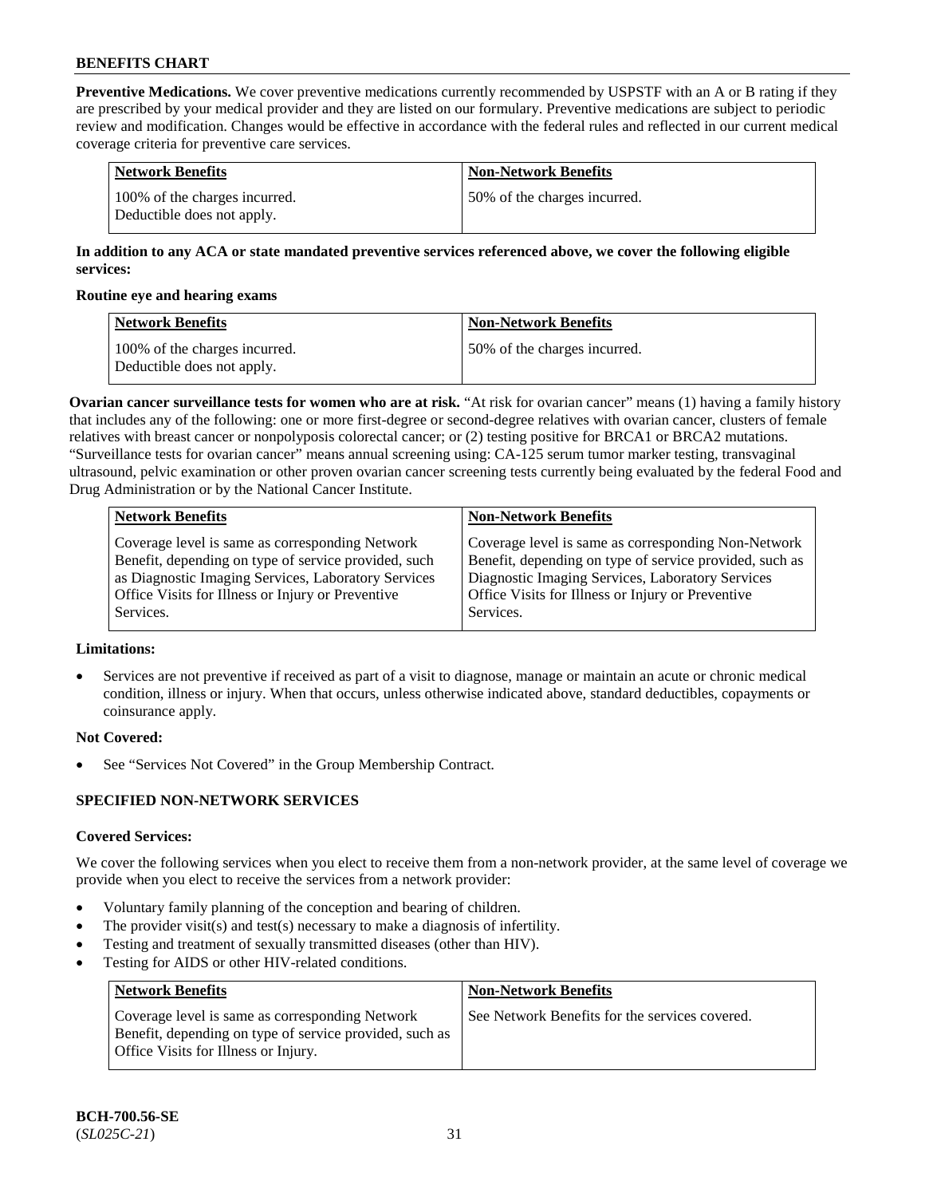**Preventive Medications.** We cover preventive medications currently recommended by USPSTF with an A or B rating if they are prescribed by your medical provider and they are listed on our formulary. Preventive medications are subject to periodic review and modification. Changes would be effective in accordance with the federal rules and reflected in our current medical coverage criteria for preventive care services.

| Network Benefits | Non-Network Benefits |
|---|---|
| 100% of the charges incurred. Deductible does not apply. | 50% of the charges incurred. |

**In addition to any ACA or state mandated preventive services referenced above, we cover the following eligible services:**

**Routine eye and hearing exams**

| Network Benefits | Non-Network Benefits |
|---|---|
| 100% of the charges incurred. Deductible does not apply. | 50% of the charges incurred. |

**Ovarian cancer surveillance tests for women who are at risk.** "At risk for ovarian cancer" means (1) having a family history that includes any of the following: one or more first-degree or second-degree relatives with ovarian cancer, clusters of female relatives with breast cancer or nonpolyposis colorectal cancer; or (2) testing positive for BRCA1 or BRCA2 mutations. "Surveillance tests for ovarian cancer" means annual screening using: CA-125 serum tumor marker testing, transvaginal ultrasound, pelvic examination or other proven ovarian cancer screening tests currently being evaluated by the federal Food and Drug Administration or by the National Cancer Institute.

| Network Benefits | Non-Network Benefits |
|---|---|
| Coverage level is same as corresponding Network Benefit, depending on type of service provided, such as Diagnostic Imaging Services, Laboratory Services Office Visits for Illness or Injury or Preventive Services. | Coverage level is same as corresponding Non-Network Benefit, depending on type of service provided, such as Diagnostic Imaging Services, Laboratory Services Office Visits for Illness or Injury or Preventive Services. |

**Limitations:**

- Services are not preventive if received as part of a visit to diagnose, manage or maintain an acute or chronic medical condition, illness or injury. When that occurs, unless otherwise indicated above, standard deductibles, copayments or coinsurance apply.

**Not Covered:**

- See "Services Not Covered" in the Group Membership Contract.

## SPECIFIED NON-NETWORK SERVICES

**Covered Services:**

We cover the following services when you elect to receive them from a non-network provider, at the same level of coverage we provide when you elect to receive the services from a network provider:

- Voluntary family planning of the conception and bearing of children.
- The provider visit(s) and test(s) necessary to make a diagnosis of infertility.
- Testing and treatment of sexually transmitted diseases (other than HIV).
- Testing for AIDS or other HIV-related conditions.

| Network Benefits | Non-Network Benefits |
|---|---|
| Coverage level is same as corresponding Network Benefit, depending on type of service provided, such as Office Visits for Illness or Injury. | See Network Benefits for the services covered. |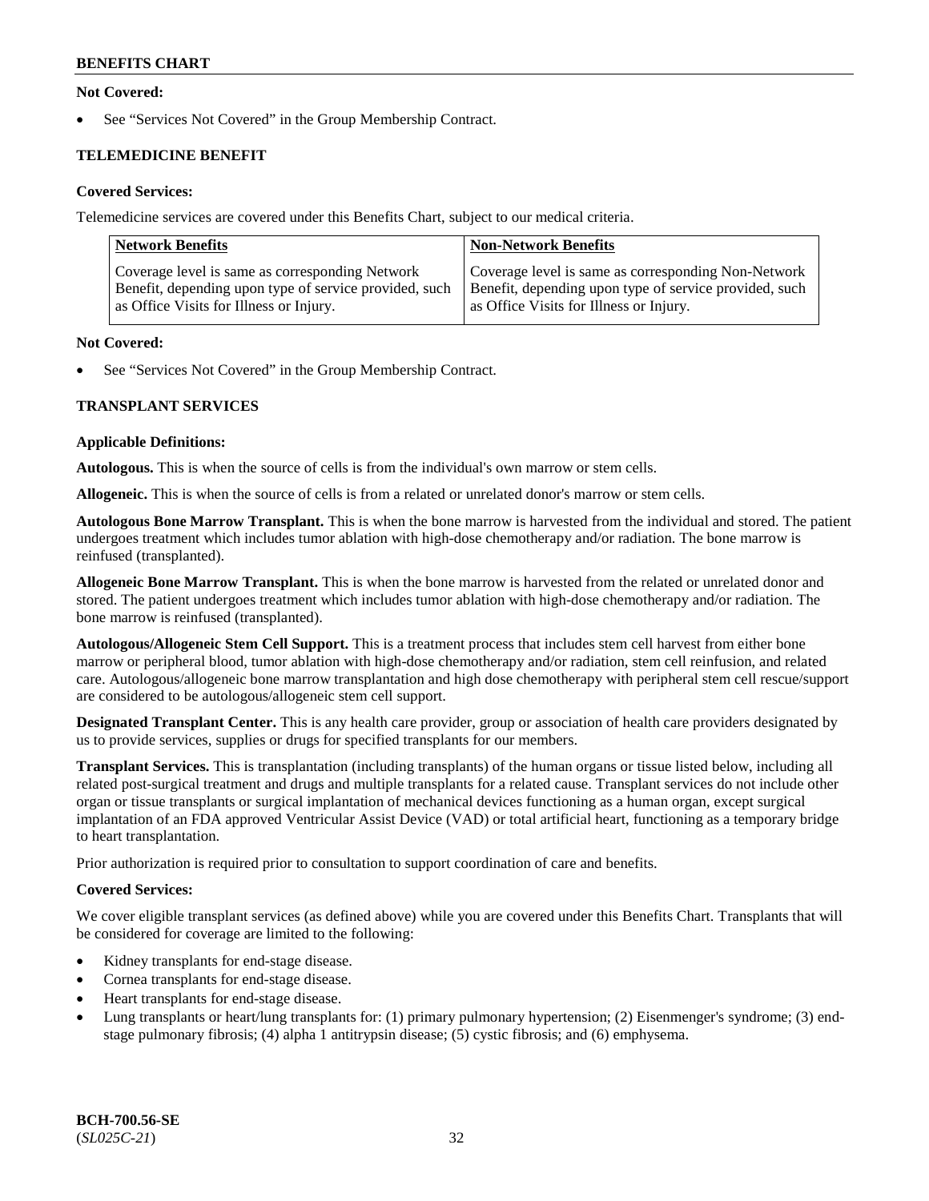**Not Covered:**

- See "Services Not Covered" in the Group Membership Contract.

### TELEMEDICINE BENEFIT

**Covered Services:**

Telemedicine services are covered under this Benefits Chart, subject to our medical criteria.

| Network Benefits | Non-Network Benefits |
|---|---|
| Coverage level is same as corresponding Network Benefit, depending upon type of service provided, such as Office Visits for Illness or Injury. | Coverage level is same as corresponding Non-Network Benefit, depending upon type of service provided, such as Office Visits for Illness or Injury. |

**Not Covered:**

- See "Services Not Covered" in the Group Membership Contract.

### TRANSPLANT SERVICES

**Applicable Definitions:**

**Autologous.** This is when the source of cells is from the individual's own marrow or stem cells.

**Allogeneic.** This is when the source of cells is from a related or unrelated donor's marrow or stem cells.

**Autologous Bone Marrow Transplant.** This is when the bone marrow is harvested from the individual and stored. The patient undergoes treatment which includes tumor ablation with high-dose chemotherapy and/or radiation. The bone marrow is reinfused (transplanted).

**Allogeneic Bone Marrow Transplant.** This is when the bone marrow is harvested from the related or unrelated donor and stored. The patient undergoes treatment which includes tumor ablation with high-dose chemotherapy and/or radiation. The bone marrow is reinfused (transplanted).

**Autologous/Allogeneic Stem Cell Support.** This is a treatment process that includes stem cell harvest from either bone marrow or peripheral blood, tumor ablation with high-dose chemotherapy and/or radiation, stem cell reinfusion, and related care. Autologous/allogeneic bone marrow transplantation and high dose chemotherapy with peripheral stem cell rescue/support are considered to be autologous/allogeneic stem cell support.

**Designated Transplant Center.** This is any health care provider, group or association of health care providers designated by us to provide services, supplies or drugs for specified transplants for our members.

**Transplant Services.** This is transplantation (including transplants) of the human organs or tissue listed below, including all related post-surgical treatment and drugs and multiple transplants for a related cause. Transplant services do not include other organ or tissue transplants or surgical implantation of mechanical devices functioning as a human organ, except surgical implantation of an FDA approved Ventricular Assist Device (VAD) or total artificial heart, functioning as a temporary bridge to heart transplantation.

Prior authorization is required prior to consultation to support coordination of care and benefits.

**Covered Services:**

We cover eligible transplant services (as defined above) while you are covered under this Benefits Chart. Transplants that will be considered for coverage are limited to the following:

- Kidney transplants for end-stage disease.
- Cornea transplants for end-stage disease.
- Heart transplants for end-stage disease.
- Lung transplants or heart/lung transplants for: (1) primary pulmonary hypertension; (2) Eisenmenger's syndrome; (3) end-stage pulmonary fibrosis; (4) alpha 1 antitrypsin disease; (5) cystic fibrosis; and (6) emphysema.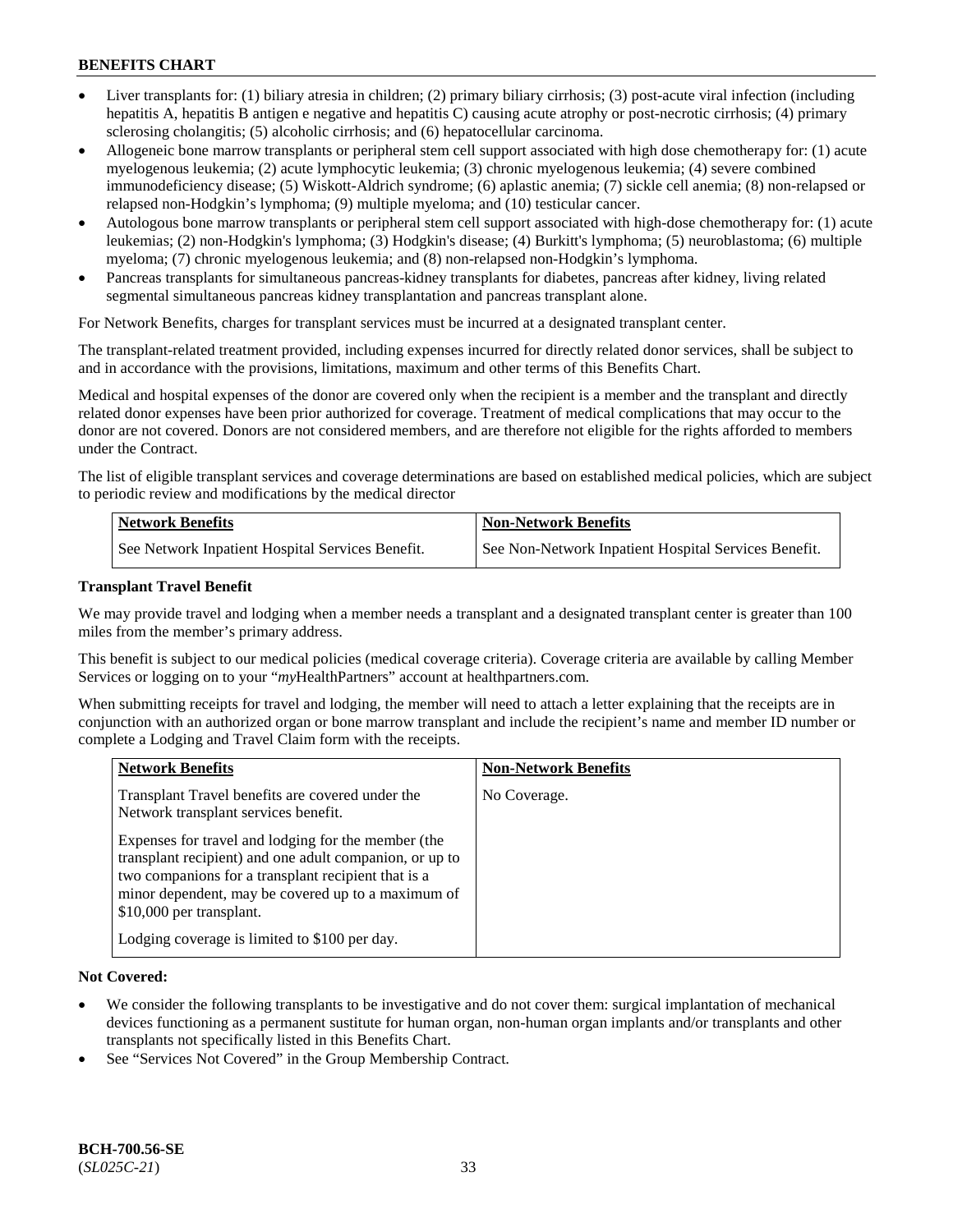- Liver transplants for: (1) biliary atresia in children; (2) primary biliary cirrhosis; (3) post-acute viral infection (including hepatitis A, hepatitis B antigen e negative and hepatitis C) causing acute atrophy or post-necrotic cirrhosis; (4) primary sclerosing cholangitis; (5) alcoholic cirrhosis; and (6) hepatocellular carcinoma.
- Allogeneic bone marrow transplants or peripheral stem cell support associated with high dose chemotherapy for: (1) acute myelogenous leukemia; (2) acute lymphocytic leukemia; (3) chronic myelogenous leukemia; (4) severe combined immunodeficiency disease; (5) Wiskott-Aldrich syndrome; (6) aplastic anemia; (7) sickle cell anemia; (8) non-relapsed or relapsed non-Hodgkin's lymphoma; (9) multiple myeloma; and (10) testicular cancer.
- Autologous bone marrow transplants or peripheral stem cell support associated with high-dose chemotherapy for: (1) acute leukemias; (2) non-Hodgkin's lymphoma; (3) Hodgkin's disease; (4) Burkitt's lymphoma; (5) neuroblastoma; (6) multiple myeloma; (7) chronic myelogenous leukemia; and (8) non-relapsed non-Hodgkin's lymphoma.
- Pancreas transplants for simultaneous pancreas-kidney transplants for diabetes, pancreas after kidney, living related segmental simultaneous pancreas kidney transplantation and pancreas transplant alone.

For Network Benefits, charges for transplant services must be incurred at a designated transplant center.

The transplant-related treatment provided, including expenses incurred for directly related donor services, shall be subject to and in accordance with the provisions, limitations, maximum and other terms of this Benefits Chart.

Medical and hospital expenses of the donor are covered only when the recipient is a member and the transplant and directly related donor expenses have been prior authorized for coverage. Treatment of medical complications that may occur to the donor are not covered. Donors are not considered members, and are therefore not eligible for the rights afforded to members under the Contract.

The list of eligible transplant services and coverage determinations are based on established medical policies, which are subject to periodic review and modifications by the medical director

| Network Benefits | Non-Network Benefits |
|---|---|
| See Network Inpatient Hospital Services Benefit. | See Non-Network Inpatient Hospital Services Benefit. |

**Transplant Travel Benefit**

We may provide travel and lodging when a member needs a transplant and a designated transplant center is greater than 100 miles from the member's primary address.

This benefit is subject to our medical policies (medical coverage criteria). Coverage criteria are available by calling Member Services or logging on to your "*my*HealthPartners" account at healthpartners.com.

When submitting receipts for travel and lodging, the member will need to attach a letter explaining that the receipts are in conjunction with an authorized organ or bone marrow transplant and include the recipient's name and member ID number or complete a Lodging and Travel Claim form with the receipts.

| Network Benefits | Non-Network Benefits |
|---|---|
| Transplant Travel benefits are covered under the Network transplant services benefit.<br><br>Expenses for travel and lodging for the member (the transplant recipient) and one adult companion, or up to two companions for a transplant recipient that is a minor dependent, may be covered up to a maximum of $10,000 per transplant.<br><br>Lodging coverage is limited to $100 per day. | No Coverage. |

**Not Covered:**

- We consider the following transplants to be investigative and do not cover them: surgical implantation of mechanical devices functioning as a permanent sustitute for human organ, non-human organ implants and/or transplants and other transplants not specifically listed in this Benefits Chart.
- See "Services Not Covered" in the Group Membership Contract.